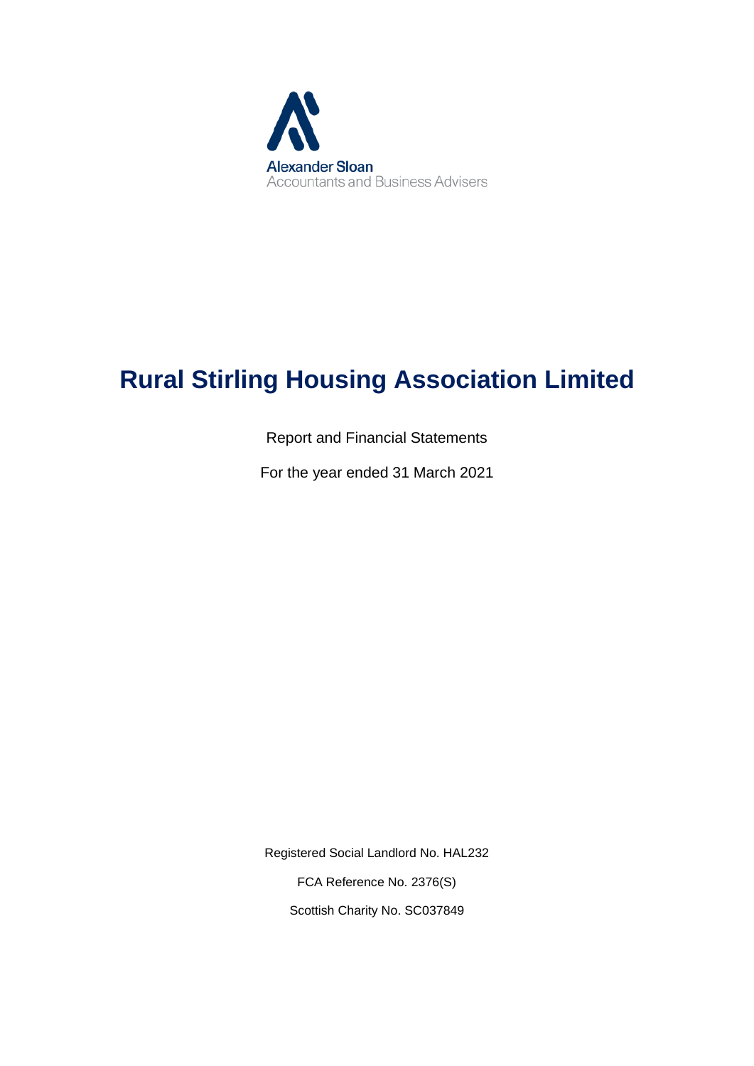Alexander Sloan
Accountants and Business Advisers

# Rural Stirling Housing Association Limited

Report and Financial Statements

For the year ended 31 March 2021

Registered Social Landlord No. HAL232

FCA Reference No. 2376(S)

Scottish Charity No. SC037849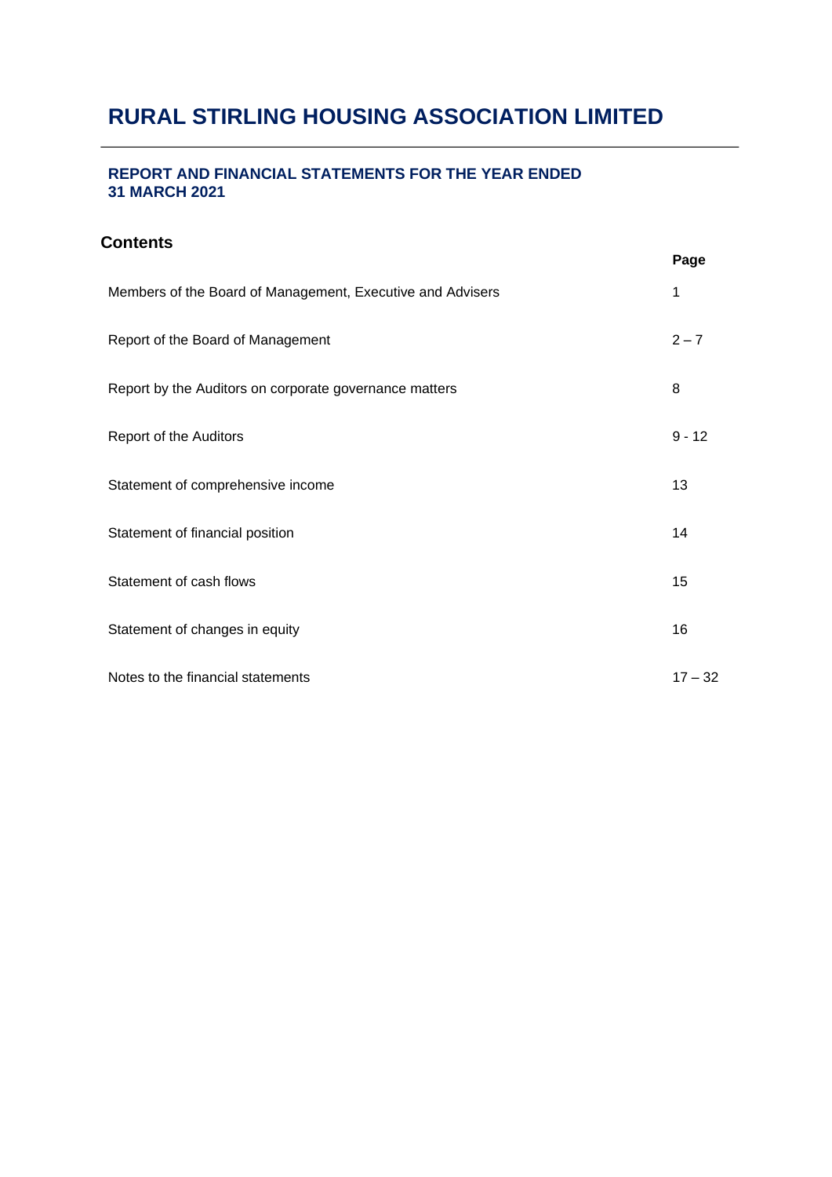# RURAL STIRLING HOUSING ASSOCIATION LIMITED

**REPORT AND FINANCIAL STATEMENTS FOR THE YEAR ENDED 31 MARCH 2021**

## Contents

| | Page |
|---|---|
| Members of the Board of Management, Executive and Advisers | 1 |
| Report of the Board of Management | 2 – 7 |
| Report by the Auditors on corporate governance matters | 8 |
| Report of the Auditors | 9 - 12 |
| Statement of comprehensive income | 13 |
| Statement of financial position | 14 |
| Statement of cash flows | 15 |
| Statement of changes in equity | 16 |
| Notes to the financial statements | 17 – 32 |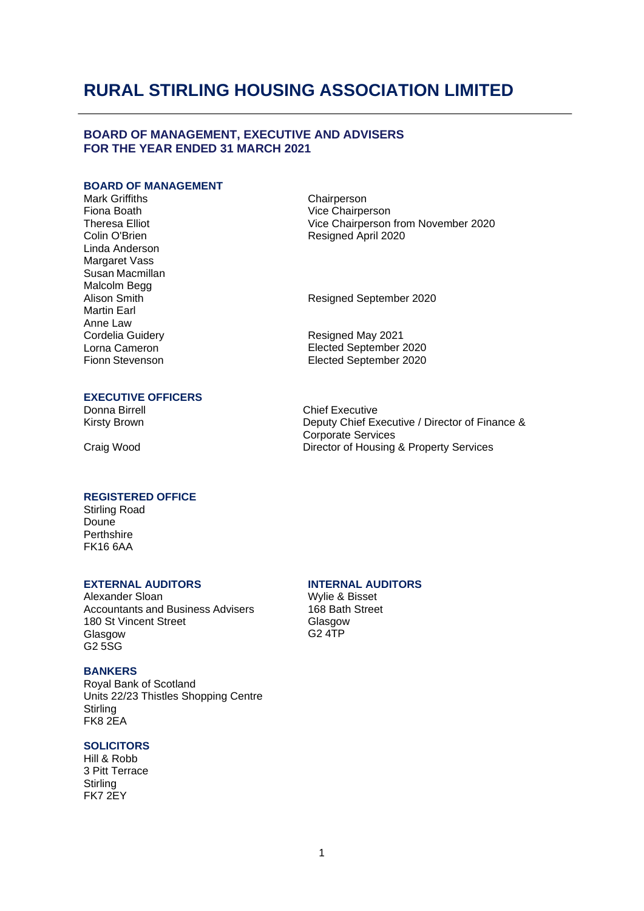# RURAL STIRLING HOUSING ASSOCIATION LIMITED

## BOARD OF MANAGEMENT, EXECUTIVE AND ADVISERS
## FOR THE YEAR ENDED 31 MARCH 2021

### BOARD OF MANAGEMENT

| | |
|---|---|
| Mark Griffiths | Chairperson |
| Fiona Boath | Vice Chairperson |
| Theresa Elliot | Vice Chairperson from November 2020 |
| Colin O'Brien | Resigned April 2020 |
| Linda Anderson | |
| Margaret Vass | |
| Susan Macmillan | |
| Malcolm Begg | |
| Alison Smith | Resigned September 2020 |
| Martin Earl | |
| Anne Law | |
| Cordelia Guidery | Resigned May 2021 |
| Lorna Cameron | Elected September 2020 |
| Fionn Stevenson | Elected September 2020 |

### EXECUTIVE OFFICERS

| | |
|---|---|
| Donna Birrell | Chief Executive |
| Kirsty Brown | Deputy Chief Executive / Director of Finance & Corporate Services |
| Craig Wood | Director of Housing & Property Services |

### REGISTERED OFFICE

Stirling Road
Doune
Perthshire
FK16 6AA

### EXTERNAL AUDITORS

Alexander Sloan
Accountants and Business Advisers
180 St Vincent Street
Glasgow
G2 5SG

### INTERNAL AUDITORS

Wylie & Bisset
168 Bath Street
Glasgow
G2 4TP

### BANKERS

Royal Bank of Scotland
Units 22/23 Thistles Shopping Centre
Stirling
FK8 2EA

### SOLICITORS

Hill & Robb
3 Pitt Terrace
Stirling
FK7 2EY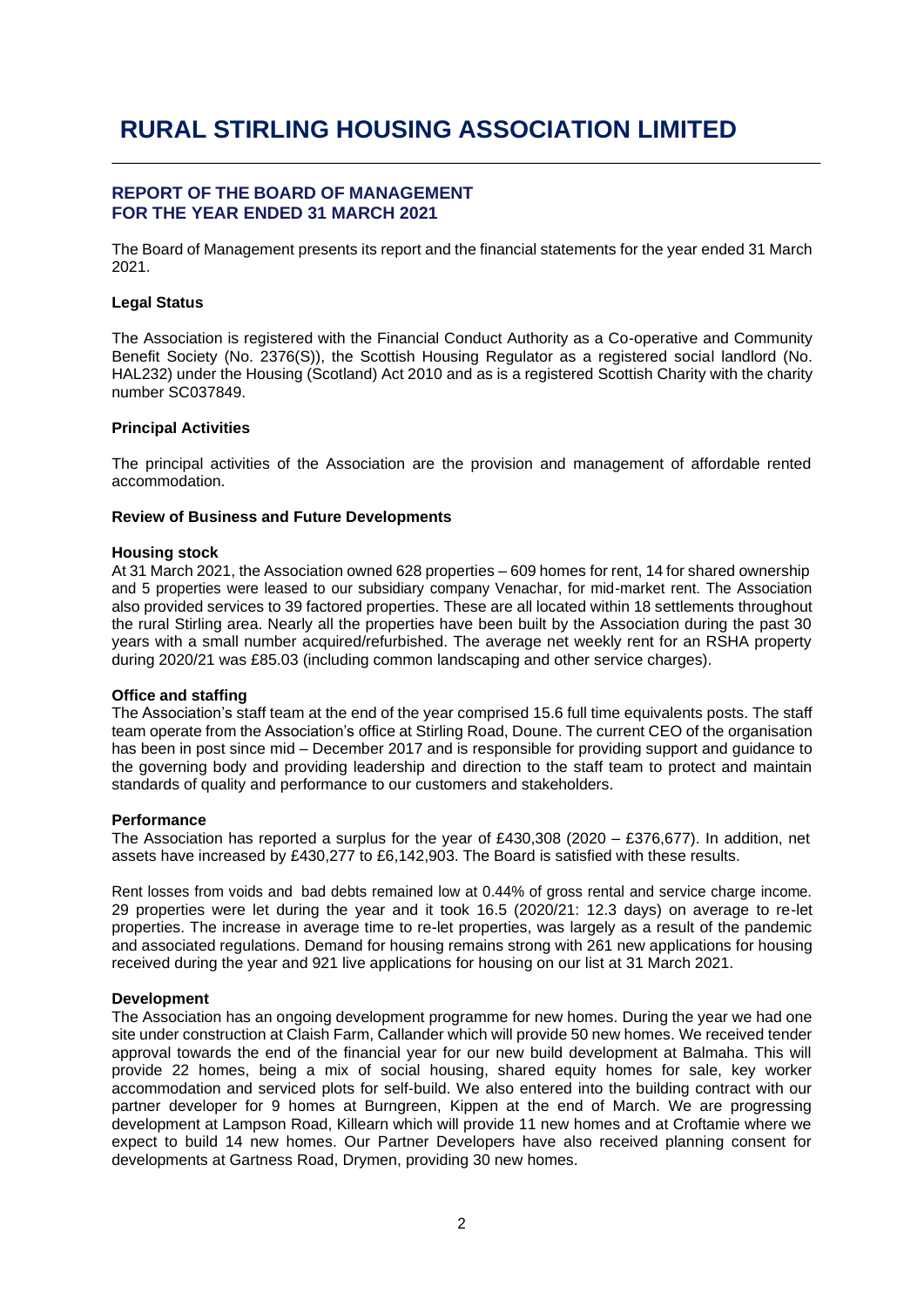# RURAL STIRLING HOUSING ASSOCIATION LIMITED

## REPORT OF THE BOARD OF MANAGEMENT FOR THE YEAR ENDED 31 MARCH 2021

The Board of Management presents its report and the financial statements for the year ended 31 March 2021.

### Legal Status

The Association is registered with the Financial Conduct Authority as a Co-operative and Community Benefit Society (No. 2376(S)), the Scottish Housing Regulator as a registered social landlord (No. HAL232) under the Housing (Scotland) Act 2010 and as is a registered Scottish Charity with the charity number SC037849.

### Principal Activities

The principal activities of the Association are the provision and management of affordable rented accommodation.

### Review of Business and Future Developments

**Housing stock**

At 31 March 2021, the Association owned 628 properties – 609 homes for rent, 14 for shared ownership and 5 properties were leased to our subsidiary company Venachar, for mid-market rent. The Association also provided services to 39 factored properties. These are all located within 18 settlements throughout the rural Stirling area. Nearly all the properties have been built by the Association during the past 30 years with a small number acquired/refurbished. The average net weekly rent for an RSHA property during 2020/21 was £85.03 (including common landscaping and other service charges).

**Office and staffing**

The Association's staff team at the end of the year comprised 15.6 full time equivalents posts. The staff team operate from the Association's office at Stirling Road, Doune. The current CEO of the organisation has been in post since mid – December 2017 and is responsible for providing support and guidance to the governing body and providing leadership and direction to the staff team to protect and maintain standards of quality and performance to our customers and stakeholders.

**Performance**

The Association has reported a surplus for the year of £430,308 (2020 – £376,677). In addition, net assets have increased by £430,277 to £6,142,903. The Board is satisfied with these results.

Rent losses from voids and bad debts remained low at 0.44% of gross rental and service charge income. 29 properties were let during the year and it took 16.5 (2020/21: 12.3 days) on average to re-let properties. The increase in average time to re-let properties, was largely as a result of the pandemic and associated regulations. Demand for housing remains strong with 261 new applications for housing received during the year and 921 live applications for housing on our list at 31 March 2021.

**Development**

The Association has an ongoing development programme for new homes. During the year we had one site under construction at Claish Farm, Callander which will provide 50 new homes. We received tender approval towards the end of the financial year for our new build development at Balmaha. This will provide 22 homes, being a mix of social housing, shared equity homes for sale, key worker accommodation and serviced plots for self-build. We also entered into the building contract with our partner developer for 9 homes at Burngreen, Kippen at the end of March. We are progressing development at Lampson Road, Killearn which will provide 11 new homes and at Croftamie where we expect to build 14 new homes. Our Partner Developers have also received planning consent for developments at Gartness Road, Drymen, providing 30 new homes.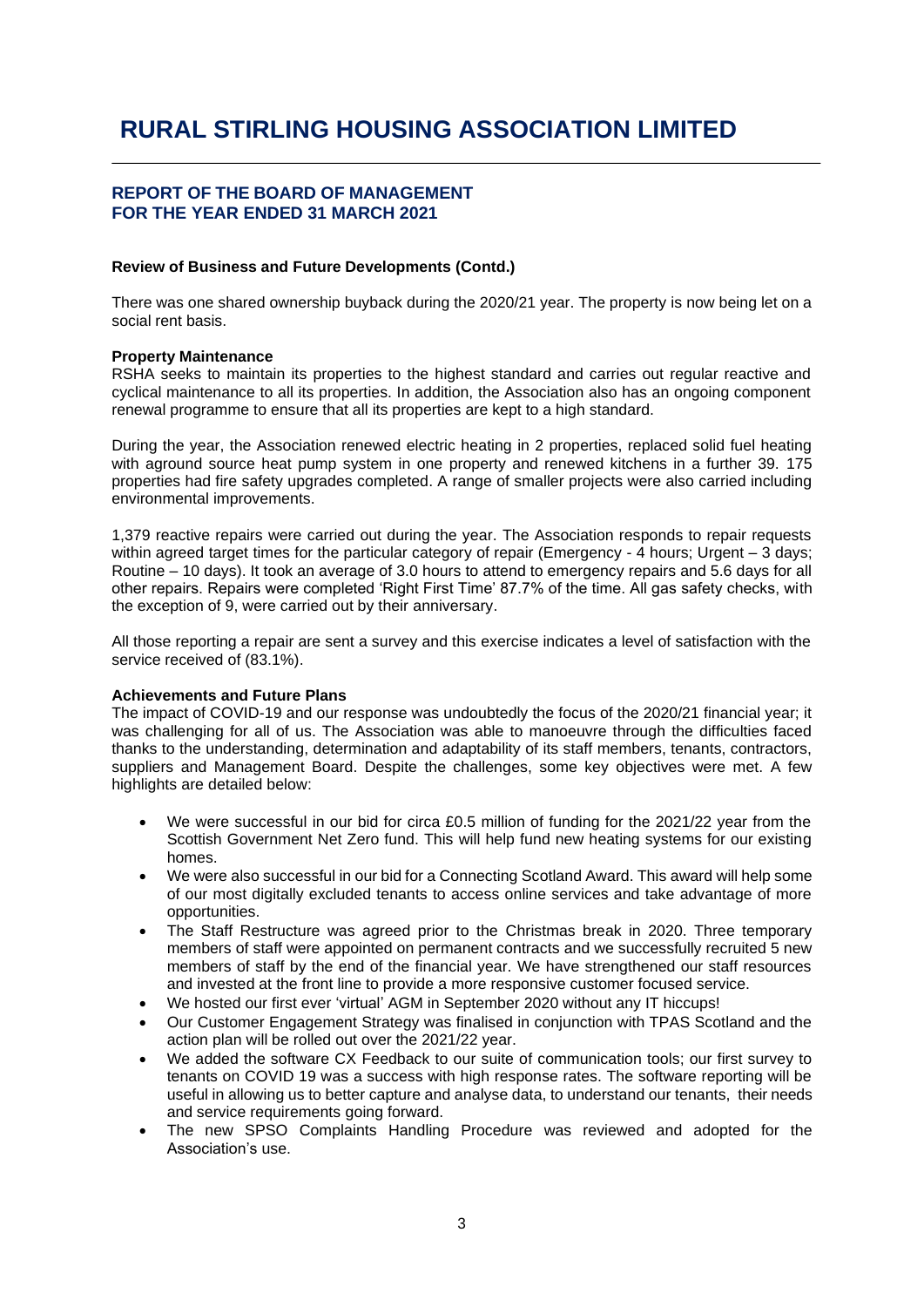# RURAL STIRLING HOUSING ASSOCIATION LIMITED

## REPORT OF THE BOARD OF MANAGEMENT FOR THE YEAR ENDED 31 MARCH 2021

**Review of Business and Future Developments (Contd.)**

There was one shared ownership buyback during the 2020/21 year. The property is now being let on a social rent basis.

**Property Maintenance**

RSHA seeks to maintain its properties to the highest standard and carries out regular reactive and cyclical maintenance to all its properties. In addition, the Association also has an ongoing component renewal programme to ensure that all its properties are kept to a high standard.

During the year, the Association renewed electric heating in 2 properties, replaced solid fuel heating with aground source heat pump system in one property and renewed kitchens in a further 39. 175 properties had fire safety upgrades completed. A range of smaller projects were also carried including environmental improvements.

1,379 reactive repairs were carried out during the year. The Association responds to repair requests within agreed target times for the particular category of repair (Emergency - 4 hours; Urgent – 3 days; Routine – 10 days). It took an average of 3.0 hours to attend to emergency repairs and 5.6 days for all other repairs. Repairs were completed 'Right First Time' 87.7% of the time. All gas safety checks, with the exception of 9, were carried out by their anniversary.

All those reporting a repair are sent a survey and this exercise indicates a level of satisfaction with the service received of (83.1%).

**Achievements and Future Plans**

The impact of COVID-19 and our response was undoubtedly the focus of the 2020/21 financial year; it was challenging for all of us. The Association was able to manoeuvre through the difficulties faced thanks to the understanding, determination and adaptability of its staff members, tenants, contractors, suppliers and Management Board. Despite the challenges, some key objectives were met. A few highlights are detailed below:

- We were successful in our bid for circa £0.5 million of funding for the 2021/22 year from the Scottish Government Net Zero fund. This will help fund new heating systems for our existing homes.
- We were also successful in our bid for a Connecting Scotland Award. This award will help some of our most digitally excluded tenants to access online services and take advantage of more opportunities.
- The Staff Restructure was agreed prior to the Christmas break in 2020. Three temporary members of staff were appointed on permanent contracts and we successfully recruited 5 new members of staff by the end of the financial year. We have strengthened our staff resources and invested at the front line to provide a more responsive customer focused service.
- We hosted our first ever 'virtual' AGM in September 2020 without any IT hiccups!
- Our Customer Engagement Strategy was finalised in conjunction with TPAS Scotland and the action plan will be rolled out over the 2021/22 year.
- We added the software CX Feedback to our suite of communication tools; our first survey to tenants on COVID 19 was a success with high response rates. The software reporting will be useful in allowing us to better capture and analyse data, to understand our tenants, their needs and service requirements going forward.
- The new SPSO Complaints Handling Procedure was reviewed and adopted for the Association's use.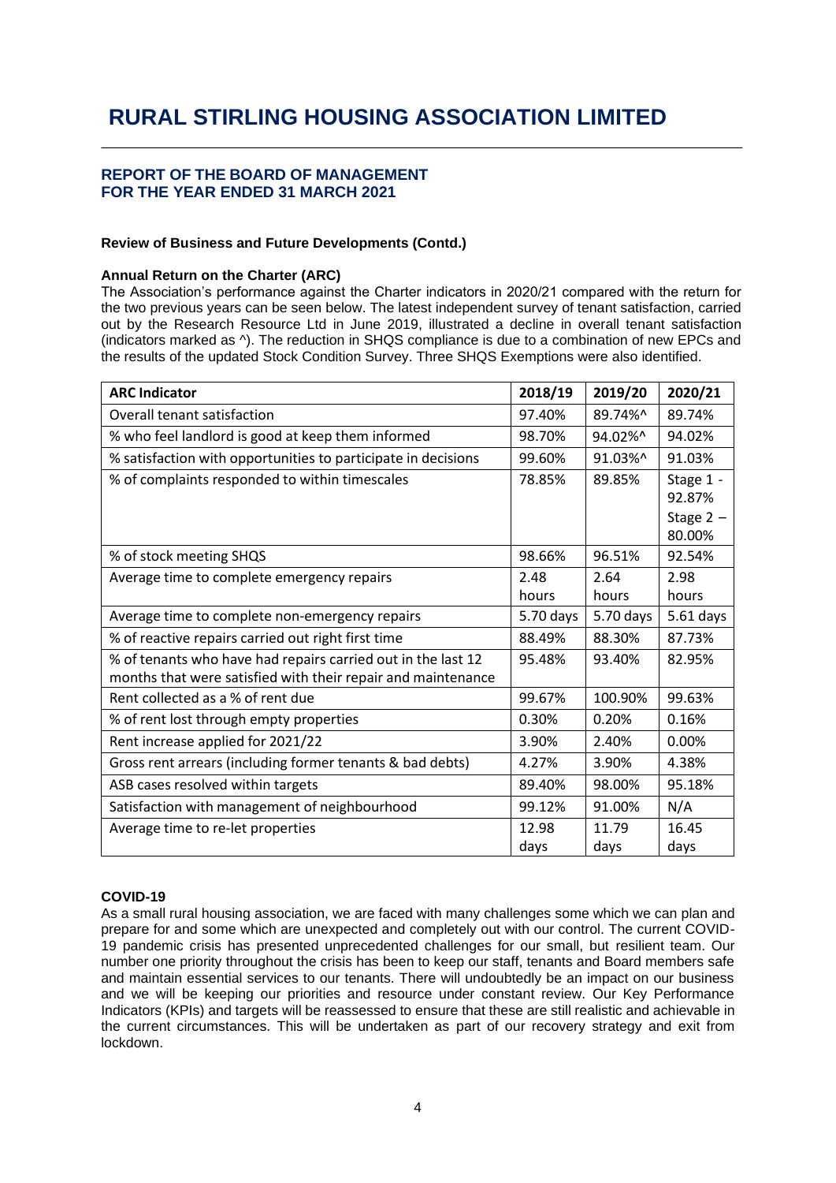# RURAL STIRLING HOUSING ASSOCIATION LIMITED

## REPORT OF THE BOARD OF MANAGEMENT FOR THE YEAR ENDED 31 MARCH 2021

**Review of Business and Future Developments (Contd.)**

**Annual Return on the Charter (ARC)**

The Association's performance against the Charter indicators in 2020/21 compared with the return for the two previous years can be seen below. The latest independent survey of tenant satisfaction, carried out by the Research Resource Ltd in June 2019, illustrated a decline in overall tenant satisfaction (indicators marked as ^). The reduction in SHQS compliance is due to a combination of new EPCs and the results of the updated Stock Condition Survey. Three SHQS Exemptions were also identified.

| ARC Indicator | 2018/19 | 2019/20 | 2020/21 |
|---|---|---|---|
| Overall tenant satisfaction | 97.40% | 89.74%^ | 89.74% |
| % who feel landlord is good at keep them informed | 98.70% | 94.02%^ | 94.02% |
| % satisfaction with opportunities to participate in decisions | 99.60% | 91.03%^ | 91.03% |
| % of complaints responded to within timescales | 78.85% | 89.85% | Stage 1 - 92.87% Stage 2 – 80.00% |
| % of stock meeting SHQS | 98.66% | 96.51% | 92.54% |
| Average time to complete emergency repairs | 2.48 hours | 2.64 hours | 2.98 hours |
| Average time to complete non-emergency repairs | 5.70 days | 5.70 days | 5.61 days |
| % of reactive repairs carried out right first time | 88.49% | 88.30% | 87.73% |
| % of tenants who have had repairs carried out in the last 12 months that were satisfied with their repair and maintenance | 95.48% | 93.40% | 82.95% |
| Rent collected as a % of rent due | 99.67% | 100.90% | 99.63% |
| % of rent lost through empty properties | 0.30% | 0.20% | 0.16% |
| Rent increase applied for 2021/22 | 3.90% | 2.40% | 0.00% |
| Gross rent arrears (including former tenants & bad debts) | 4.27% | 3.90% | 4.38% |
| ASB cases resolved within targets | 89.40% | 98.00% | 95.18% |
| Satisfaction with management of neighbourhood | 99.12% | 91.00% | N/A |
| Average time to re-let properties | 12.98 days | 11.79 days | 16.45 days |

**COVID-19**

As a small rural housing association, we are faced with many challenges some which we can plan and prepare for and some which are unexpected and completely out with our control. The current COVID-19 pandemic crisis has presented unprecedented challenges for our small, but resilient team. Our number one priority throughout the crisis has been to keep our staff, tenants and Board members safe and maintain essential services to our tenants. There will undoubtedly be an impact on our business and we will be keeping our priorities and resource under constant review. Our Key Performance Indicators (KPIs) and targets will be reassessed to ensure that these are still realistic and achievable in the current circumstances. This will be undertaken as part of our recovery strategy and exit from lockdown.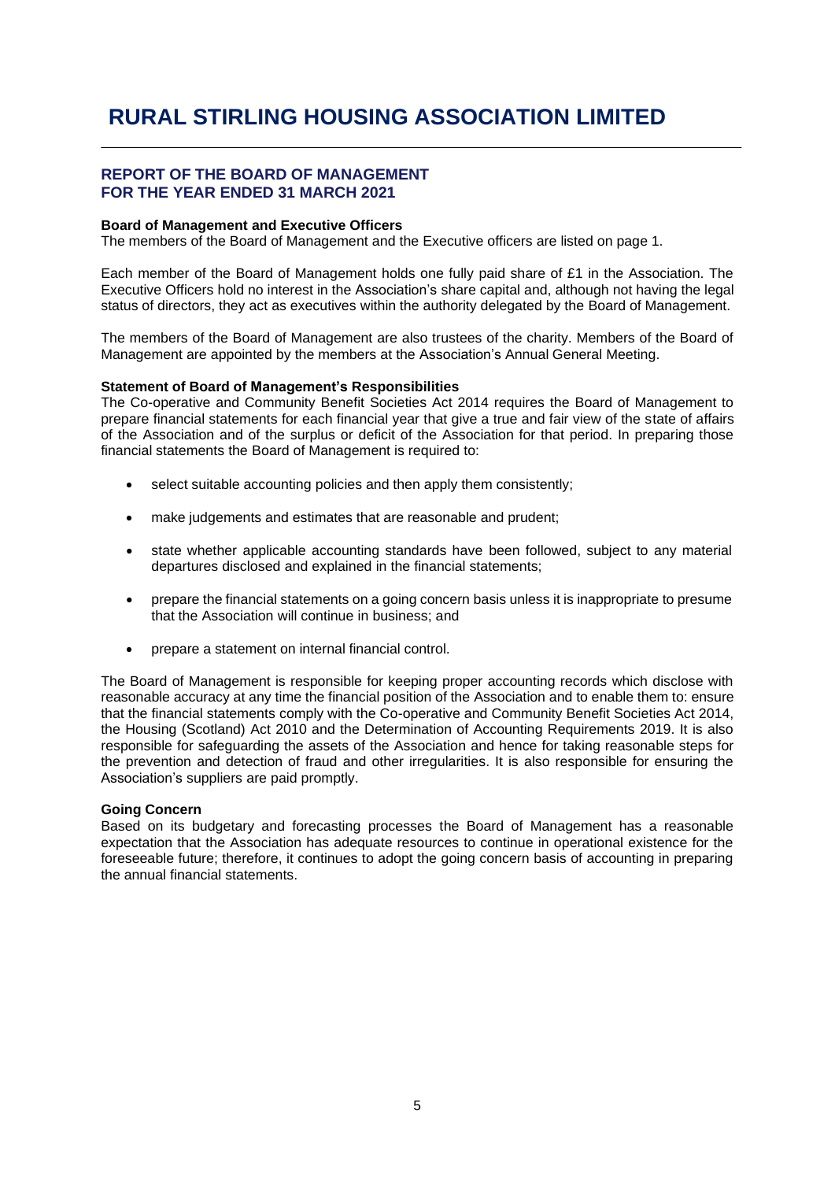# RURAL STIRLING HOUSING ASSOCIATION LIMITED

## REPORT OF THE BOARD OF MANAGEMENT FOR THE YEAR ENDED 31 MARCH 2021

**Board of Management and Executive Officers**
The members of the Board of Management and the Executive officers are listed on page 1.

Each member of the Board of Management holds one fully paid share of £1 in the Association. The Executive Officers hold no interest in the Association's share capital and, although not having the legal status of directors, they act as executives within the authority delegated by the Board of Management.

The members of the Board of Management are also trustees of the charity. Members of the Board of Management are appointed by the members at the Association's Annual General Meeting.

**Statement of Board of Management's Responsibilities**
The Co-operative and Community Benefit Societies Act 2014 requires the Board of Management to prepare financial statements for each financial year that give a true and fair view of the state of affairs of the Association and of the surplus or deficit of the Association for that period. In preparing those financial statements the Board of Management is required to:

- select suitable accounting policies and then apply them consistently;
- make judgements and estimates that are reasonable and prudent;
- state whether applicable accounting standards have been followed, subject to any material departures disclosed and explained in the financial statements;
- prepare the financial statements on a going concern basis unless it is inappropriate to presume that the Association will continue in business; and
- prepare a statement on internal financial control.

The Board of Management is responsible for keeping proper accounting records which disclose with reasonable accuracy at any time the financial position of the Association and to enable them to: ensure that the financial statements comply with the Co-operative and Community Benefit Societies Act 2014, the Housing (Scotland) Act 2010 and the Determination of Accounting Requirements 2019. It is also responsible for safeguarding the assets of the Association and hence for taking reasonable steps for the prevention and detection of fraud and other irregularities. It is also responsible for ensuring the Association's suppliers are paid promptly.

**Going Concern**
Based on its budgetary and forecasting processes the Board of Management has a reasonable expectation that the Association has adequate resources to continue in operational existence for the foreseeable future; therefore, it continues to adopt the going concern basis of accounting in preparing the annual financial statements.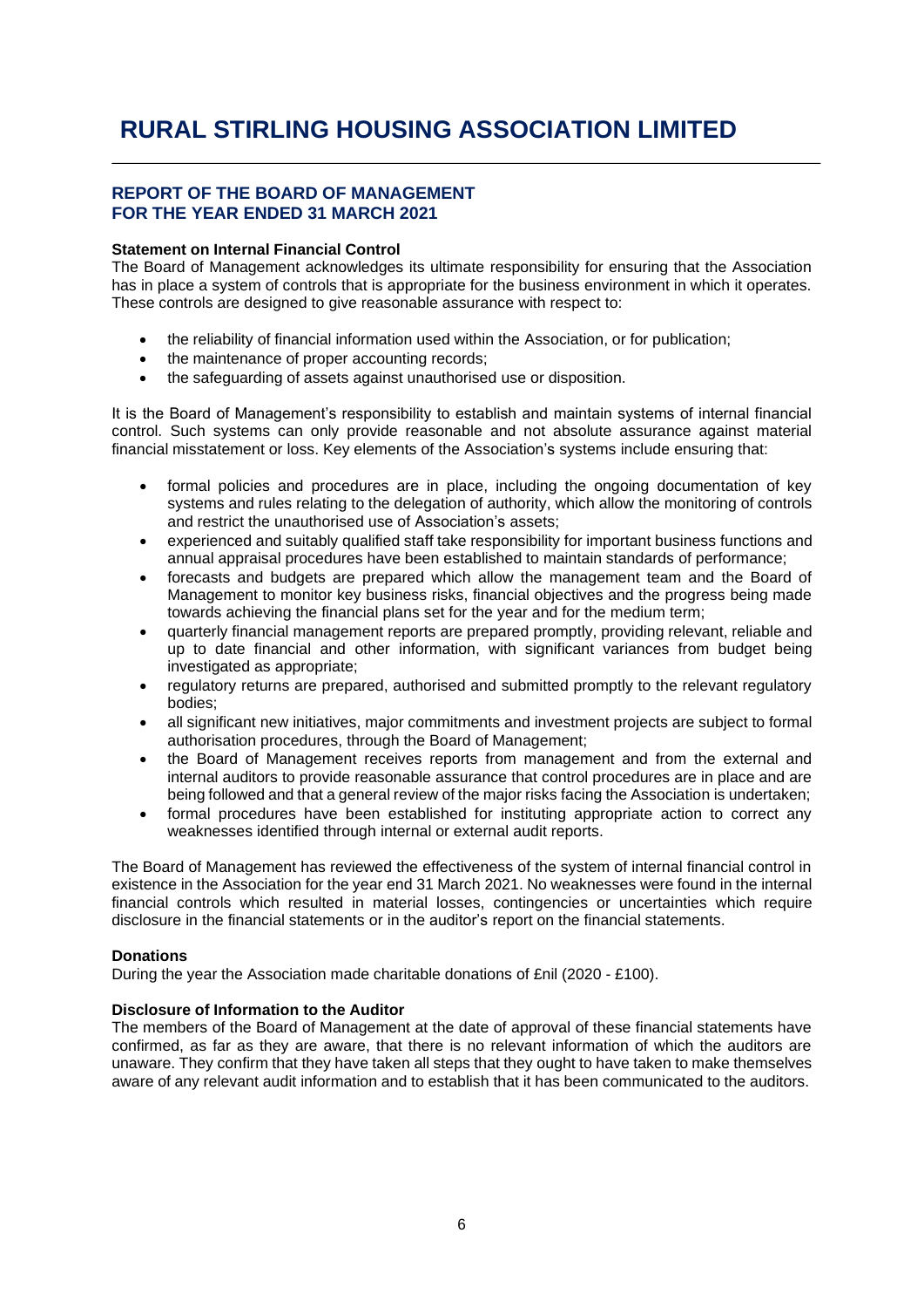# RURAL STIRLING HOUSING ASSOCIATION LIMITED

## REPORT OF THE BOARD OF MANAGEMENT FOR THE YEAR ENDED 31 MARCH 2021

**Statement on Internal Financial Control**

The Board of Management acknowledges its ultimate responsibility for ensuring that the Association has in place a system of controls that is appropriate for the business environment in which it operates. These controls are designed to give reasonable assurance with respect to:

- the reliability of financial information used within the Association, or for publication;
- the maintenance of proper accounting records;
- the safeguarding of assets against unauthorised use or disposition.

It is the Board of Management's responsibility to establish and maintain systems of internal financial control. Such systems can only provide reasonable and not absolute assurance against material financial misstatement or loss. Key elements of the Association's systems include ensuring that:

- formal policies and procedures are in place, including the ongoing documentation of key systems and rules relating to the delegation of authority, which allow the monitoring of controls and restrict the unauthorised use of Association's assets;
- experienced and suitably qualified staff take responsibility for important business functions and annual appraisal procedures have been established to maintain standards of performance;
- forecasts and budgets are prepared which allow the management team and the Board of Management to monitor key business risks, financial objectives and the progress being made towards achieving the financial plans set for the year and for the medium term;
- quarterly financial management reports are prepared promptly, providing relevant, reliable and up to date financial and other information, with significant variances from budget being investigated as appropriate;
- regulatory returns are prepared, authorised and submitted promptly to the relevant regulatory bodies;
- all significant new initiatives, major commitments and investment projects are subject to formal authorisation procedures, through the Board of Management;
- the Board of Management receives reports from management and from the external and internal auditors to provide reasonable assurance that control procedures are in place and are being followed and that a general review of the major risks facing the Association is undertaken;
- formal procedures have been established for instituting appropriate action to correct any weaknesses identified through internal or external audit reports.

The Board of Management has reviewed the effectiveness of the system of internal financial control in existence in the Association for the year end 31 March 2021. No weaknesses were found in the internal financial controls which resulted in material losses, contingencies or uncertainties which require disclosure in the financial statements or in the auditor's report on the financial statements.

**Donations**

During the year the Association made charitable donations of £nil (2020 - £100).

**Disclosure of Information to the Auditor**

The members of the Board of Management at the date of approval of these financial statements have confirmed, as far as they are aware, that there is no relevant information of which the auditors are unaware. They confirm that they have taken all steps that they ought to have taken to make themselves aware of any relevant audit information and to establish that it has been communicated to the auditors.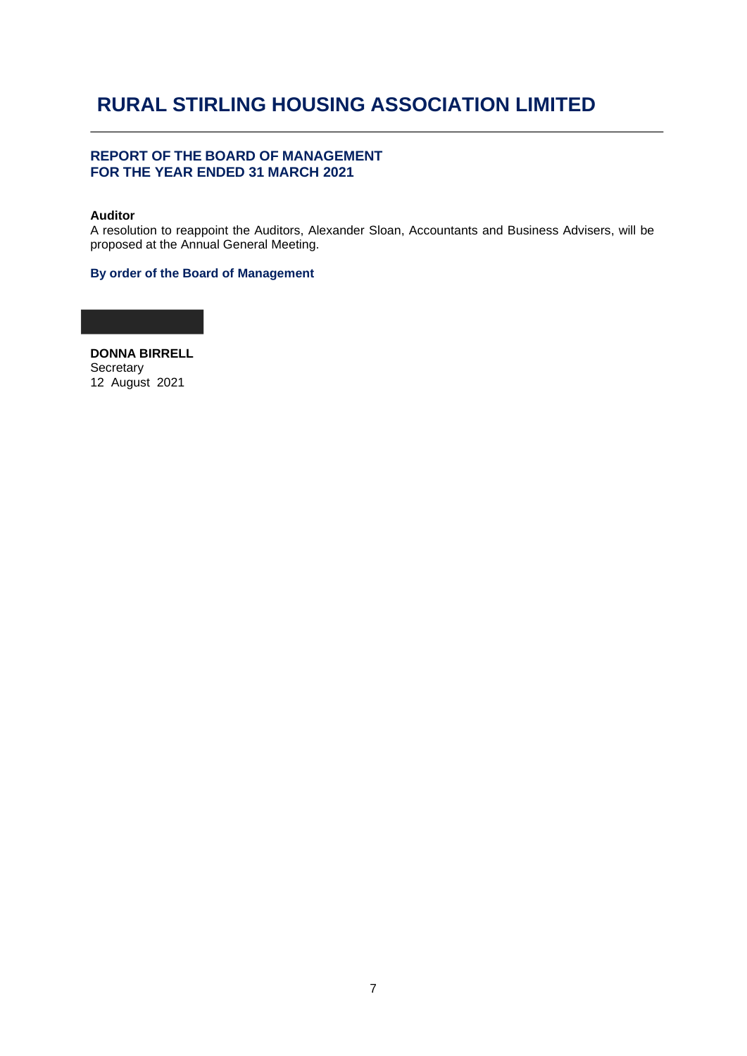# RURAL STIRLING HOUSING ASSOCIATION LIMITED

## REPORT OF THE BOARD OF MANAGEMENT
## FOR THE YEAR ENDED 31 MARCH 2021

**Auditor**

A resolution to reappoint the Auditors, Alexander Sloan, Accountants and Business Advisers, will be proposed at the Annual General Meeting.

**By order of the Board of Management**

**DONNA BIRRELL**
Secretary
12 August 2021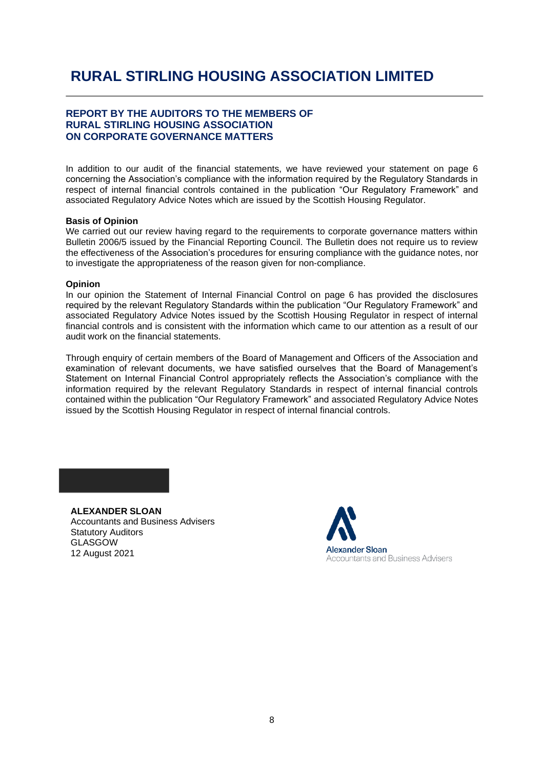# RURAL STIRLING HOUSING ASSOCIATION LIMITED

## REPORT BY THE AUDITORS TO THE MEMBERS OF RURAL STIRLING HOUSING ASSOCIATION ON CORPORATE GOVERNANCE MATTERS

In addition to our audit of the financial statements, we have reviewed your statement on page 6 concerning the Association's compliance with the information required by the Regulatory Standards in respect of internal financial controls contained in the publication "Our Regulatory Framework" and associated Regulatory Advice Notes which are issued by the Scottish Housing Regulator.

**Basis of Opinion**

We carried out our review having regard to the requirements to corporate governance matters within Bulletin 2006/5 issued by the Financial Reporting Council. The Bulletin does not require us to review the effectiveness of the Association's procedures for ensuring compliance with the guidance notes, nor to investigate the appropriateness of the reason given for non-compliance.

**Opinion**

In our opinion the Statement of Internal Financial Control on page 6 has provided the disclosures required by the relevant Regulatory Standards within the publication "Our Regulatory Framework" and associated Regulatory Advice Notes issued by the Scottish Housing Regulator in respect of internal financial controls and is consistent with the information which came to our attention as a result of our audit work on the financial statements.

Through enquiry of certain members of the Board of Management and Officers of the Association and examination of relevant documents, we have satisfied ourselves that the Board of Management's Statement on Internal Financial Control appropriately reflects the Association's compliance with the information required by the relevant Regulatory Standards in respect of internal financial controls contained within the publication "Our Regulatory Framework" and associated Regulatory Advice Notes issued by the Scottish Housing Regulator in respect of internal financial controls.

**ALEXANDER SLOAN**
Accountants and Business Advisers
Statutory Auditors
GLASGOW
12 August 2021

Alexander Sloan
Accountants and Business Advisers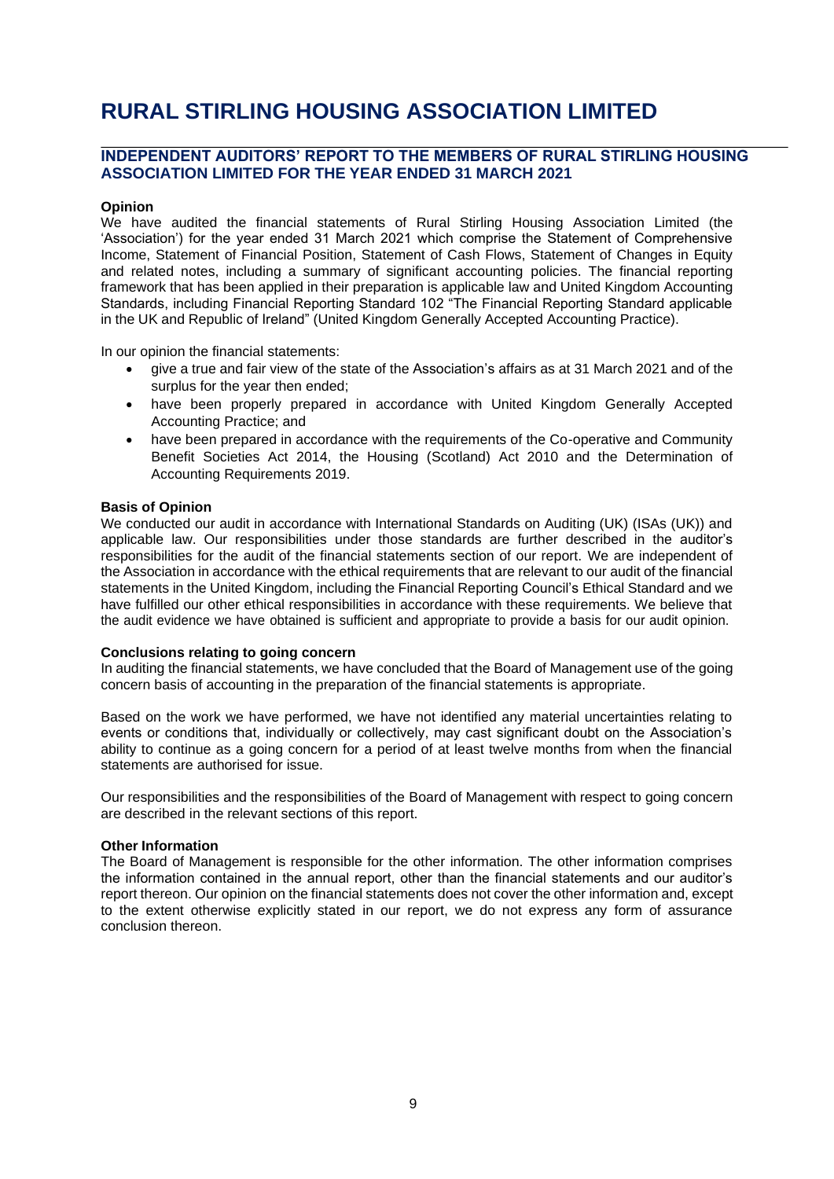# RURAL STIRLING HOUSING ASSOCIATION LIMITED

## INDEPENDENT AUDITORS' REPORT TO THE MEMBERS OF RURAL STIRLING HOUSING ASSOCIATION LIMITED FOR THE YEAR ENDED 31 MARCH 2021

**Opinion**

We have audited the financial statements of Rural Stirling Housing Association Limited (the 'Association') for the year ended 31 March 2021 which comprise the Statement of Comprehensive Income, Statement of Financial Position, Statement of Cash Flows, Statement of Changes in Equity and related notes, including a summary of significant accounting policies. The financial reporting framework that has been applied in their preparation is applicable law and United Kingdom Accounting Standards, including Financial Reporting Standard 102 "The Financial Reporting Standard applicable in the UK and Republic of Ireland" (United Kingdom Generally Accepted Accounting Practice).

In our opinion the financial statements:

- give a true and fair view of the state of the Association's affairs as at 31 March 2021 and of the surplus for the year then ended;
- have been properly prepared in accordance with United Kingdom Generally Accepted Accounting Practice; and
- have been prepared in accordance with the requirements of the Co-operative and Community Benefit Societies Act 2014, the Housing (Scotland) Act 2010 and the Determination of Accounting Requirements 2019.

**Basis of Opinion**

We conducted our audit in accordance with International Standards on Auditing (UK) (ISAs (UK)) and applicable law. Our responsibilities under those standards are further described in the auditor's responsibilities for the audit of the financial statements section of our report. We are independent of the Association in accordance with the ethical requirements that are relevant to our audit of the financial statements in the United Kingdom, including the Financial Reporting Council's Ethical Standard and we have fulfilled our other ethical responsibilities in accordance with these requirements. We believe that the audit evidence we have obtained is sufficient and appropriate to provide a basis for our audit opinion.

**Conclusions relating to going concern**

In auditing the financial statements, we have concluded that the Board of Management use of the going concern basis of accounting in the preparation of the financial statements is appropriate.

Based on the work we have performed, we have not identified any material uncertainties relating to events or conditions that, individually or collectively, may cast significant doubt on the Association's ability to continue as a going concern for a period of at least twelve months from when the financial statements are authorised for issue.

Our responsibilities and the responsibilities of the Board of Management with respect to going concern are described in the relevant sections of this report.

**Other Information**

The Board of Management is responsible for the other information. The other information comprises the information contained in the annual report, other than the financial statements and our auditor's report thereon. Our opinion on the financial statements does not cover the other information and, except to the extent otherwise explicitly stated in our report, we do not express any form of assurance conclusion thereon.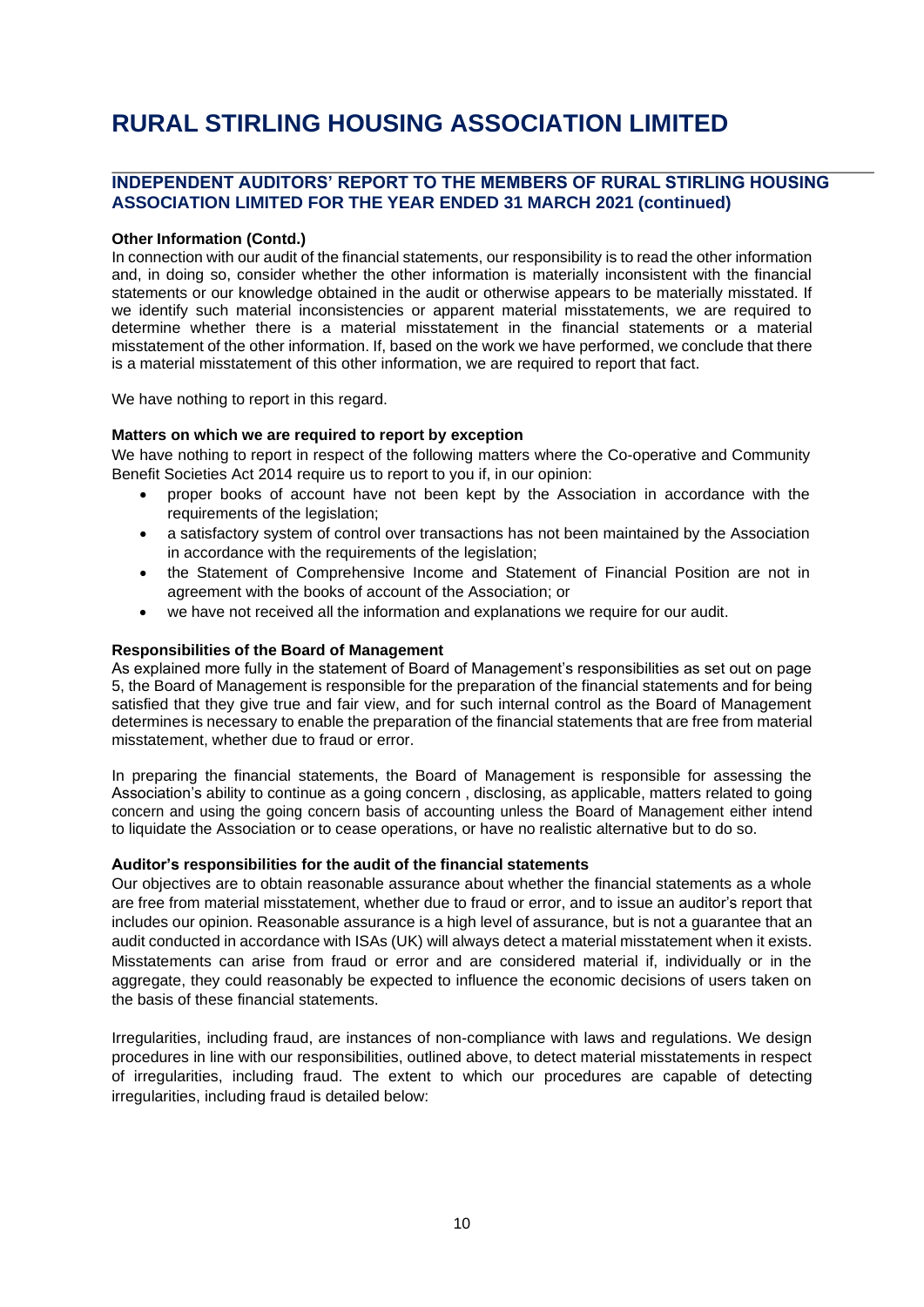# RURAL STIRLING HOUSING ASSOCIATION LIMITED

## INDEPENDENT AUDITORS' REPORT TO THE MEMBERS OF RURAL STIRLING HOUSING ASSOCIATION LIMITED FOR THE YEAR ENDED 31 MARCH 2021 (continued)

**Other Information (Contd.)**

In connection with our audit of the financial statements, our responsibility is to read the other information and, in doing so, consider whether the other information is materially inconsistent with the financial statements or our knowledge obtained in the audit or otherwise appears to be materially misstated. If we identify such material inconsistencies or apparent material misstatements, we are required to determine whether there is a material misstatement in the financial statements or a material misstatement of the other information. If, based on the work we have performed, we conclude that there is a material misstatement of this other information, we are required to report that fact.

We have nothing to report in this regard.

**Matters on which we are required to report by exception**

We have nothing to report in respect of the following matters where the Co-operative and Community Benefit Societies Act 2014 require us to report to you if, in our opinion:

- proper books of account have not been kept by the Association in accordance with the requirements of the legislation;
- a satisfactory system of control over transactions has not been maintained by the Association in accordance with the requirements of the legislation;
- the Statement of Comprehensive Income and Statement of Financial Position are not in agreement with the books of account of the Association; or
- we have not received all the information and explanations we require for our audit.

**Responsibilities of the Board of Management**

As explained more fully in the statement of Board of Management's responsibilities as set out on page 5, the Board of Management is responsible for the preparation of the financial statements and for being satisfied that they give true and fair view, and for such internal control as the Board of Management determines is necessary to enable the preparation of the financial statements that are free from material misstatement, whether due to fraud or error.

In preparing the financial statements, the Board of Management is responsible for assessing the Association's ability to continue as a going concern , disclosing, as applicable, matters related to going concern and using the going concern basis of accounting unless the Board of Management either intend to liquidate the Association or to cease operations, or have no realistic alternative but to do so.

**Auditor's responsibilities for the audit of the financial statements**

Our objectives are to obtain reasonable assurance about whether the financial statements as a whole are free from material misstatement, whether due to fraud or error, and to issue an auditor's report that includes our opinion. Reasonable assurance is a high level of assurance, but is not a guarantee that an audit conducted in accordance with ISAs (UK) will always detect a material misstatement when it exists. Misstatements can arise from fraud or error and are considered material if, individually or in the aggregate, they could reasonably be expected to influence the economic decisions of users taken on the basis of these financial statements.

Irregularities, including fraud, are instances of non-compliance with laws and regulations. We design procedures in line with our responsibilities, outlined above, to detect material misstatements in respect of irregularities, including fraud. The extent to which our procedures are capable of detecting irregularities, including fraud is detailed below: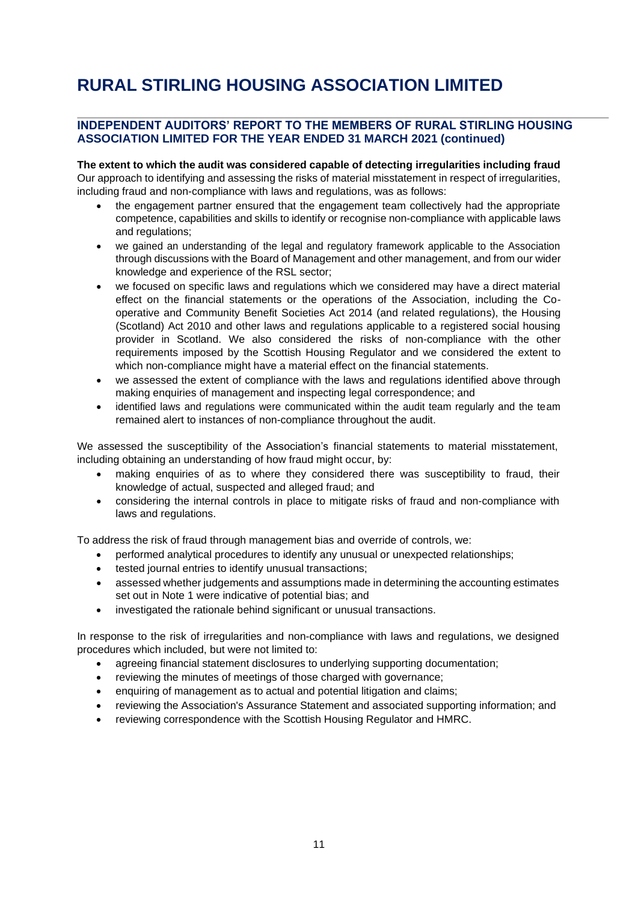# RURAL STIRLING HOUSING ASSOCIATION LIMITED

### INDEPENDENT AUDITORS' REPORT TO THE MEMBERS OF RURAL STIRLING HOUSING ASSOCIATION LIMITED FOR THE YEAR ENDED 31 MARCH 2021 (continued)

**The extent to which the audit was considered capable of detecting irregularities including fraud**
Our approach to identifying and assessing the risks of material misstatement in respect of irregularities, including fraud and non-compliance with laws and regulations, was as follows:

- the engagement partner ensured that the engagement team collectively had the appropriate competence, capabilities and skills to identify or recognise non-compliance with applicable laws and regulations;
- we gained an understanding of the legal and regulatory framework applicable to the Association through discussions with the Board of Management and other management, and from our wider knowledge and experience of the RSL sector;
- we focused on specific laws and regulations which we considered may have a direct material effect on the financial statements or the operations of the Association, including the Co-operative and Community Benefit Societies Act 2014 (and related regulations), the Housing (Scotland) Act 2010 and other laws and regulations applicable to a registered social housing provider in Scotland. We also considered the risks of non-compliance with the other requirements imposed by the Scottish Housing Regulator and we considered the extent to which non-compliance might have a material effect on the financial statements.
- we assessed the extent of compliance with the laws and regulations identified above through making enquiries of management and inspecting legal correspondence; and
- identified laws and regulations were communicated within the audit team regularly and the team remained alert to instances of non-compliance throughout the audit.

We assessed the susceptibility of the Association's financial statements to material misstatement, including obtaining an understanding of how fraud might occur, by:

- making enquiries of as to where they considered there was susceptibility to fraud, their knowledge of actual, suspected and alleged fraud; and
- considering the internal controls in place to mitigate risks of fraud and non-compliance with laws and regulations.

To address the risk of fraud through management bias and override of controls, we:

- performed analytical procedures to identify any unusual or unexpected relationships;
- tested journal entries to identify unusual transactions;
- assessed whether judgements and assumptions made in determining the accounting estimates set out in Note 1 were indicative of potential bias; and
- investigated the rationale behind significant or unusual transactions.

In response to the risk of irregularities and non-compliance with laws and regulations, we designed procedures which included, but were not limited to:

- agreeing financial statement disclosures to underlying supporting documentation;
- reviewing the minutes of meetings of those charged with governance;
- enquiring of management as to actual and potential litigation and claims;
- reviewing the Association's Assurance Statement and associated supporting information; and
- reviewing correspondence with the Scottish Housing Regulator and HMRC.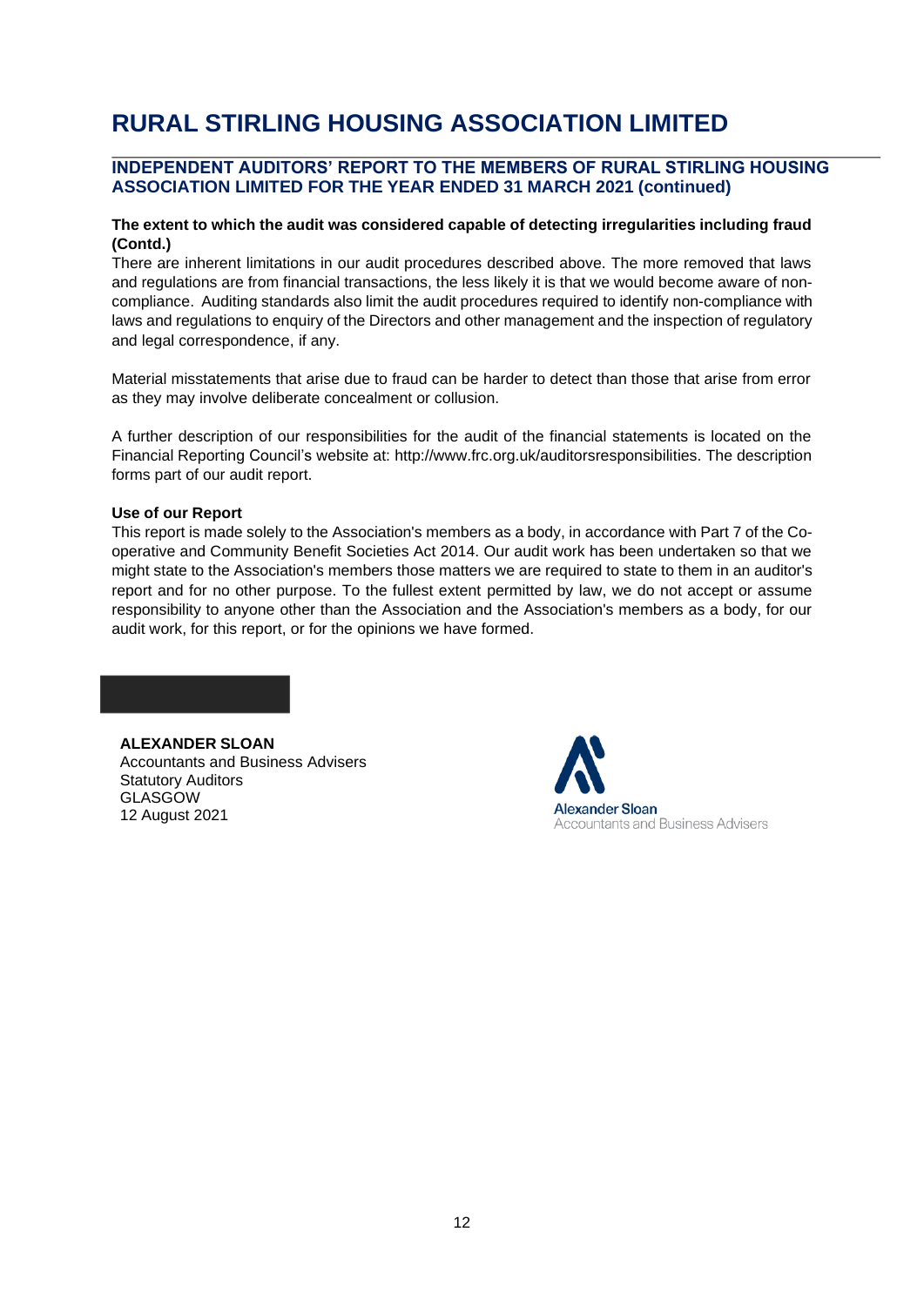# RURAL STIRLING HOUSING ASSOCIATION LIMITED

## INDEPENDENT AUDITORS' REPORT TO THE MEMBERS OF RURAL STIRLING HOUSING ASSOCIATION LIMITED FOR THE YEAR ENDED 31 MARCH 2021 (continued)

**The extent to which the audit was considered capable of detecting irregularities including fraud (Contd.)**

There are inherent limitations in our audit procedures described above. The more removed that laws and regulations are from financial transactions, the less likely it is that we would become aware of non-compliance. Auditing standards also limit the audit procedures required to identify non-compliance with laws and regulations to enquiry of the Directors and other management and the inspection of regulatory and legal correspondence, if any.

Material misstatements that arise due to fraud can be harder to detect than those that arise from error as they may involve deliberate concealment or collusion.

A further description of our responsibilities for the audit of the financial statements is located on the Financial Reporting Council's website at: http://www.frc.org.uk/auditorsresponsibilities. The description forms part of our audit report.

**Use of our Report**

This report is made solely to the Association's members as a body, in accordance with Part 7 of the Co-operative and Community Benefit Societies Act 2014. Our audit work has been undertaken so that we might state to the Association's members those matters we are required to state to them in an auditor's report and for no other purpose. To the fullest extent permitted by law, we do not accept or assume responsibility to anyone other than the Association and the Association's members as a body, for our audit work, for this report, or for the opinions we have formed.

**ALEXANDER SLOAN**
Accountants and Business Advisers
Statutory Auditors
GLASGOW
12 August 2021

Alexander Sloan
Accountants and Business Advisers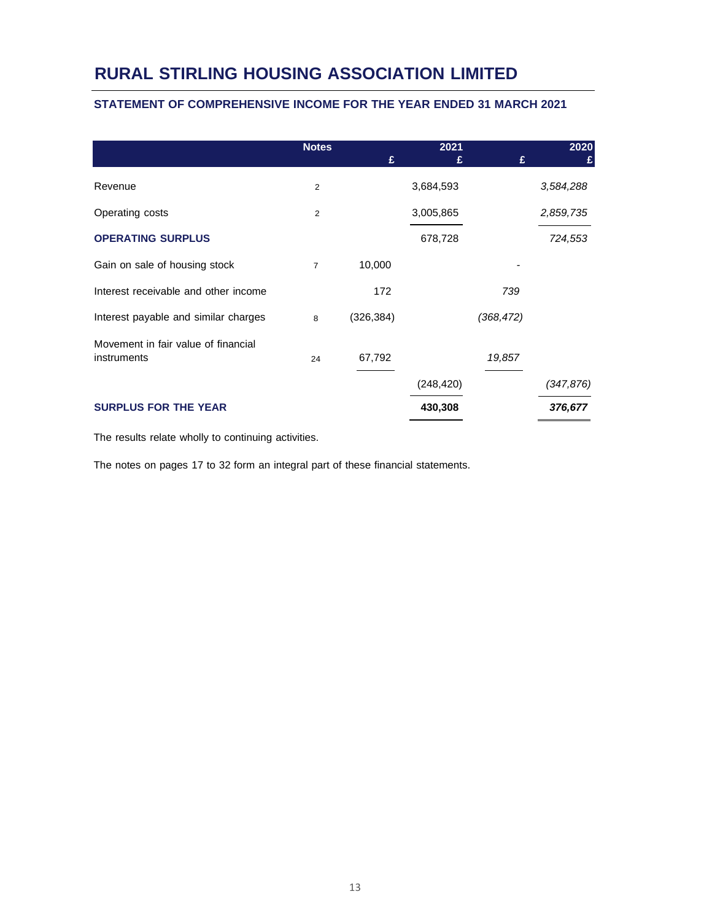# RURAL STIRLING HOUSING ASSOCIATION LIMITED

## STATEMENT OF COMPREHENSIVE INCOME FOR THE YEAR ENDED 31 MARCH 2021

| | Notes | 2021 £ | 2021 £ | 2020 £ | 2020 £ |
|---|---|---|---|---|---|
| Revenue | 2 | | 3,684,593 | | *3,584,288* |
| Operating costs | 2 | | 3,005,865 | | *2,859,735* |
| **OPERATING SURPLUS** | | | 678,728 | | *724,553* |
| Gain on sale of housing stock | 7 | 10,000 | | - | |
| Interest receivable and other income | | 172 | | *739* | |
| Interest payable and similar charges | 8 | (326,384) | | *(368,472)* | |
| Movement in fair value of financial instruments | 24 | 67,792 | | *19,857* | |
| | | | (248,420) | | *(347,876)* |
| **SURPLUS FOR THE YEAR** | | | **430,308** | | ***376,677*** |

The results relate wholly to continuing activities.

The notes on pages 17 to 32 form an integral part of these financial statements.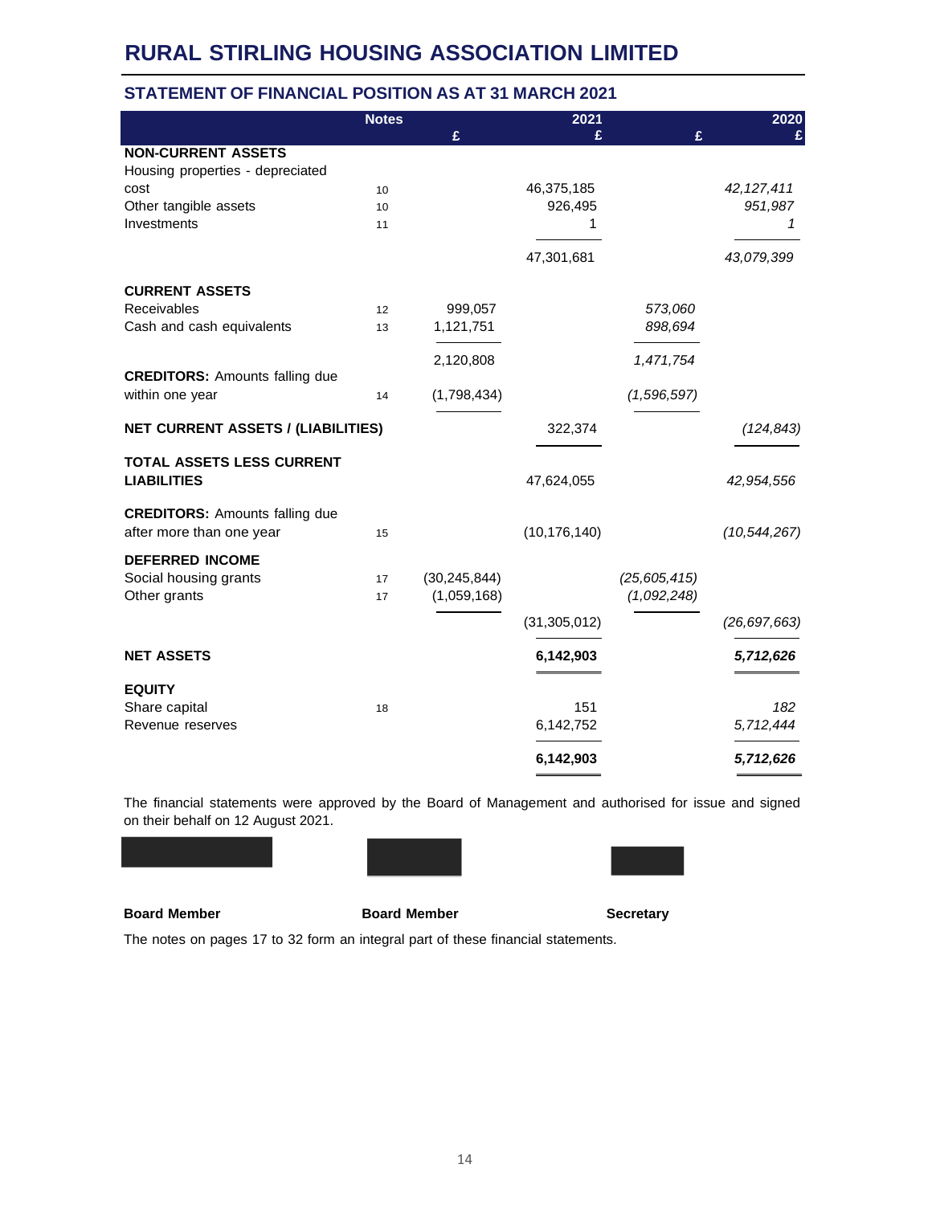# RURAL STIRLING HOUSING ASSOCIATION LIMITED

## STATEMENT OF FINANCIAL POSITION AS AT 31 MARCH 2021

| | Notes | 2021 £ | 2021 £ | 2020 £ | 2020 £ |
|---|---|---|---|---|---|
| **NON-CURRENT ASSETS** | | | | | |
| Housing properties - depreciated cost | 10 | | 46,375,185 | | *42,127,411* |
| Other tangible assets | 10 | | 926,495 | | *951,987* |
| Investments | 11 | | 1 | | *1* |
| | | | 47,301,681 | | *43,079,399* |
| **CURRENT ASSETS** | | | | | |
| Receivables | 12 | 999,057 | | *573,060* | |
| Cash and cash equivalents | 13 | 1,121,751 | | *898,694* | |
| | | 2,120,808 | | *1,471,754* | |
| **CREDITORS:** Amounts falling due within one year | 14 | (1,798,434) | | *(1,596,597)* | |
| **NET CURRENT ASSETS / (LIABILITIES)** | | | 322,374 | | *(124,843)* |
| **TOTAL ASSETS LESS CURRENT LIABILITIES** | | | 47,624,055 | | *42,954,556* |
| **CREDITORS:** Amounts falling due after more than one year | 15 | | (10,176,140) | | *(10,544,267)* |
| **DEFERRED INCOME** | | | | | |
| Social housing grants | 17 | (30,245,844) | | *(25,605,415)* | |
| Other grants | 17 | (1,059,168) | | *(1,092,248)* | |
| | | | (31,305,012) | | *(26,697,663)* |
| **NET ASSETS** | | | **6,142,903** | | ***5,712,626*** |
| **EQUITY** | | | | | |
| Share capital | 18 | | 151 | | *182* |
| Revenue reserves | | | 6,142,752 | | *5,712,444* |
| | | | **6,142,903** | | ***5,712,626*** |

The financial statements were approved by the Board of Management and authorised for issue and signed on their behalf on 12 August 2021.

**Board Member** **Board Member** **Secretary**

The notes on pages 17 to 32 form an integral part of these financial statements.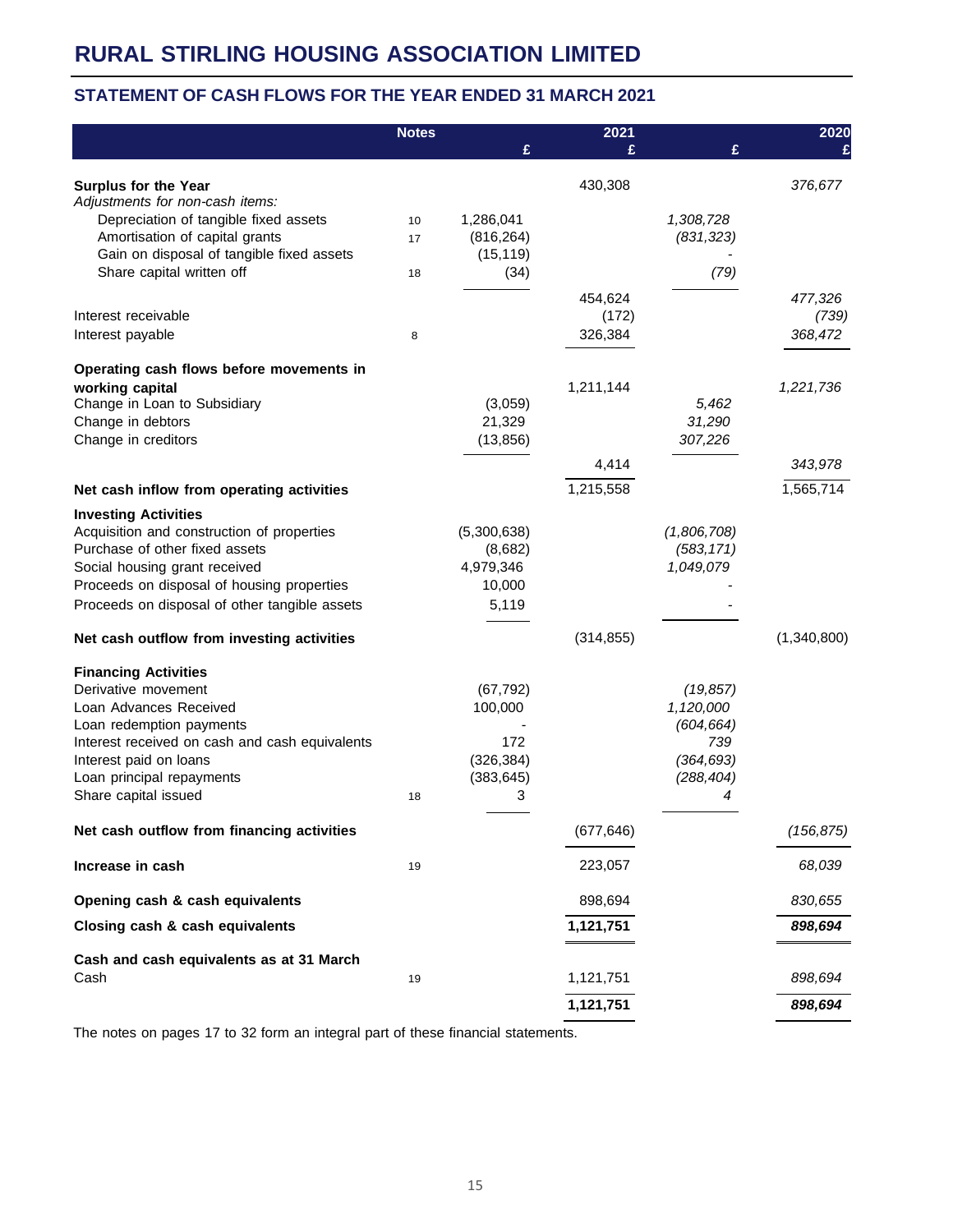# RURAL STIRLING HOUSING ASSOCIATION LIMITED

## STATEMENT OF CASH FLOWS FOR THE YEAR ENDED 31 MARCH 2021

| | Notes | 2021 £ | 2021 £ | 2020 £ | 2020 £ |
|---|---|---|---|---|---|
| **Surplus for the Year** | | | 430,308 | | *376,677* |
| *Adjustments for non-cash items:* | | | | | |
| Depreciation of tangible fixed assets | 10 | 1,286,041 | | *1,308,728* | |
| Amortisation of capital grants | 17 | (816,264) | | *(831,323)* | |
| Gain on disposal of tangible fixed assets | | (15,119) | | - | |
| Share capital written off | 18 | (34) | | *(79)* | |
| | | | 454,624 | | *477,326* |
| Interest receivable | | | (172) | | *(739)* |
| Interest payable | 8 | | 326,384 | | *368,472* |
| **Operating cash flows before movements in working capital** | | | 1,211,144 | | *1,221,736* |
| Change in Loan to Subsidiary | | (3,059) | | *5,462* | |
| Change in debtors | | 21,329 | | *31,290* | |
| Change in creditors | | (13,856) | | *307,226* | |
| | | | 4,414 | | *343,978* |
| **Net cash inflow from operating activities** | | | 1,215,558 | | 1,565,714 |
| **Investing Activities** | | | | | |
| Acquisition and construction of properties | | (5,300,638) | | *(1,806,708)* | |
| Purchase of other fixed assets | | (8,682) | | *(583,171)* | |
| Social housing grant received | | 4,979,346 | | *1,049,079* | |
| Proceeds on disposal of housing properties | | 10,000 | | - | |
| Proceeds on disposal of other tangible assets | | 5,119 | | - | |
| **Net cash outflow from investing activities** | | | (314,855) | | (1,340,800) |
| **Financing Activities** | | | | | |
| Derivative movement | | (67,792) | | *(19,857)* | |
| Loan Advances Received | | 100,000 | | *1,120,000* | |
| Loan redemption payments | | - | | *(604,664)* | |
| Interest received on cash and cash equivalents | | 172 | | *739* | |
| Interest paid on loans | | (326,384) | | *(364,693)* | |
| Loan principal repayments | | (383,645) | | *(288,404)* | |
| Share capital issued | 18 | 3 | | *4* | |
| **Net cash outflow from financing activities** | | | (677,646) | | *(156,875)* |
| **Increase in cash** | 19 | | 223,057 | | *68,039* |
| **Opening cash & cash equivalents** | | | 898,694 | | *830,655* |
| **Closing cash & cash equivalents** | | | **1,121,751** | | ***898,694*** |
| **Cash and cash equivalents as at 31 March** | | | | | |
| Cash | 19 | | 1,121,751 | | *898,694* |
| | | | **1,121,751** | | ***898,694*** |

The notes on pages 17 to 32 form an integral part of these financial statements.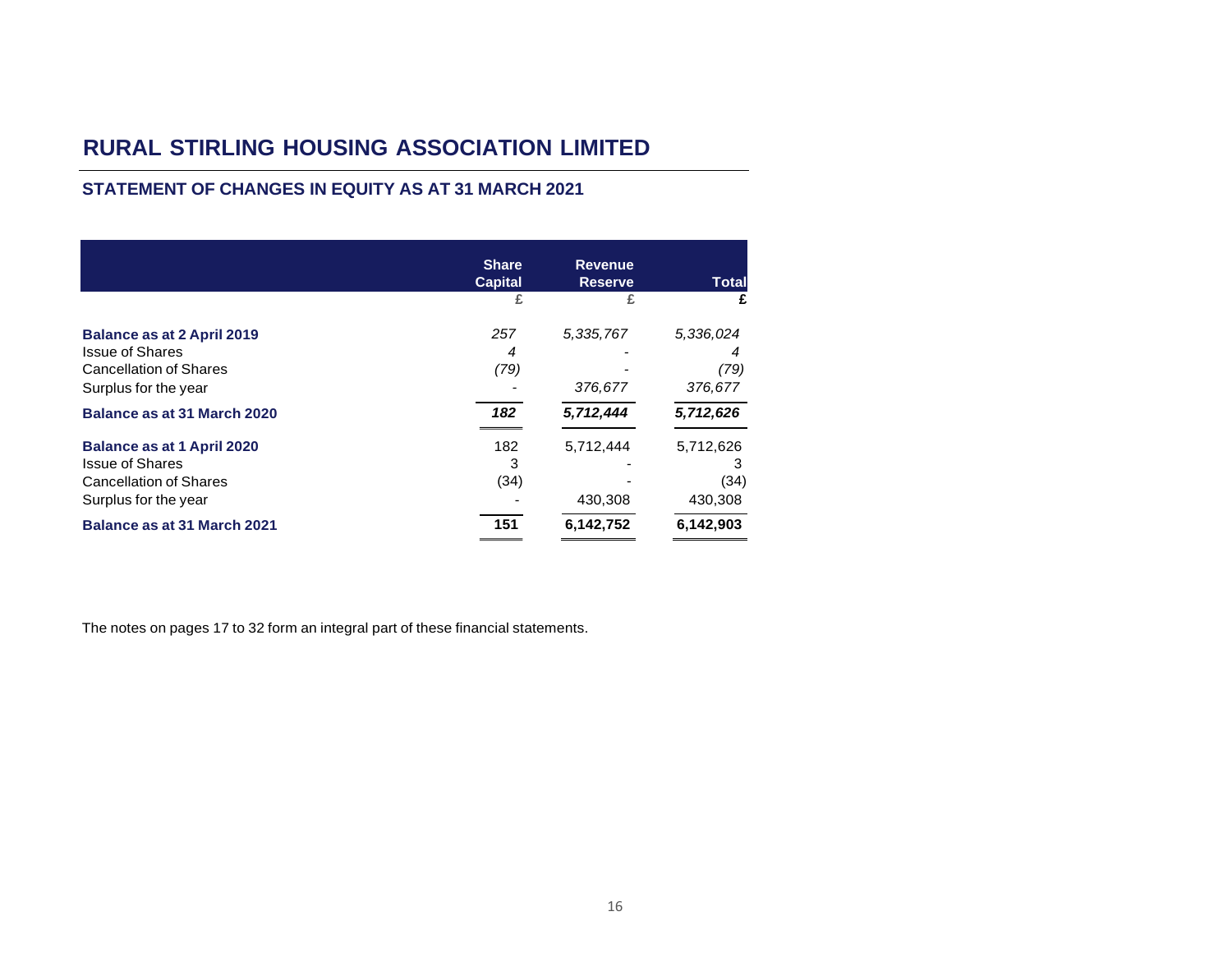# RURAL STIRLING HOUSING ASSOCIATION LIMITED

## STATEMENT OF CHANGES IN EQUITY AS AT 31 MARCH 2021

| | Share Capital | Revenue Reserve | Total |
|---|---|---|---|
| | £ | £ | £ |
| **Balance as at 2 April 2019** | *257* | *5,335,767* | *5,336,024* |
| Issue of Shares | *4* | - | *4* |
| Cancellation of Shares | *(79)* | - | *(79)* |
| Surplus for the year | - | *376,677* | *376,677* |
| **Balance as at 31 March 2020** | ***182*** | ***5,712,444*** | ***5,712,626*** |
| **Balance as at 1 April 2020** | 182 | 5,712,444 | 5,712,626 |
| Issue of Shares | 3 | - | 3 |
| Cancellation of Shares | (34) | - | (34) |
| Surplus for the year | - | 430,308 | 430,308 |
| **Balance as at 31 March 2021** | **151** | **6,142,752** | **6,142,903** |

The notes on pages 17 to 32 form an integral part of these financial statements.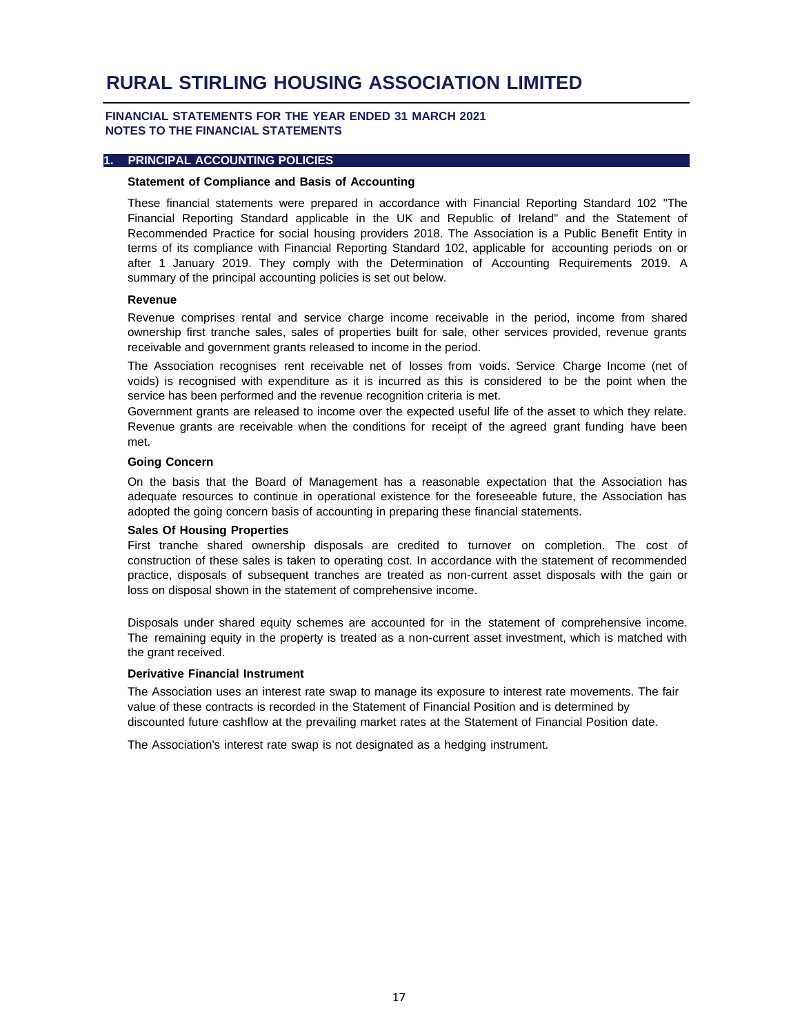# RURAL STIRLING HOUSING ASSOCIATION LIMITED

**FINANCIAL STATEMENTS FOR THE YEAR ENDED 31 MARCH 2021**
**NOTES TO THE FINANCIAL STATEMENTS**

## 1. PRINCIPAL ACCOUNTING POLICIES

### Statement of Compliance and Basis of Accounting

These financial statements were prepared in accordance with Financial Reporting Standard 102 "The Financial Reporting Standard applicable in the UK and Republic of Ireland" and the Statement of Recommended Practice for social housing providers 2018. The Association is a Public Benefit Entity in terms of its compliance with Financial Reporting Standard 102, applicable for accounting periods on or after 1 January 2019. They comply with the Determination of Accounting Requirements 2019. A summary of the principal accounting policies is set out below.

### Revenue

Revenue comprises rental and service charge income receivable in the period, income from shared ownership first tranche sales, sales of properties built for sale, other services provided, revenue grants receivable and government grants released to income in the period.

The Association recognises rent receivable net of losses from voids. Service Charge Income (net of voids) is recognised with expenditure as it is incurred as this is considered to be the point when the service has been performed and the revenue recognition criteria is met.

Government grants are released to income over the expected useful life of the asset to which they relate. Revenue grants are receivable when the conditions for receipt of the agreed grant funding have been met.

### Going Concern

On the basis that the Board of Management has a reasonable expectation that the Association has adequate resources to continue in operational existence for the foreseeable future, the Association has adopted the going concern basis of accounting in preparing these financial statements.

### Sales Of Housing Properties

First tranche shared ownership disposals are credited to turnover on completion. The cost of construction of these sales is taken to operating cost. In accordance with the statement of recommended practice, disposals of subsequent tranches are treated as non-current asset disposals with the gain or loss on disposal shown in the statement of comprehensive income.

Disposals under shared equity schemes are accounted for in the statement of comprehensive income. The remaining equity in the property is treated as a non-current asset investment, which is matched with the grant received.

### Derivative Financial Instrument

The Association uses an interest rate swap to manage its exposure to interest rate movements. The fair value of these contracts is recorded in the Statement of Financial Position and is determined by discounted future cashflow at the prevailing market rates at the Statement of Financial Position date.

The Association's interest rate swap is not designated as a hedging instrument.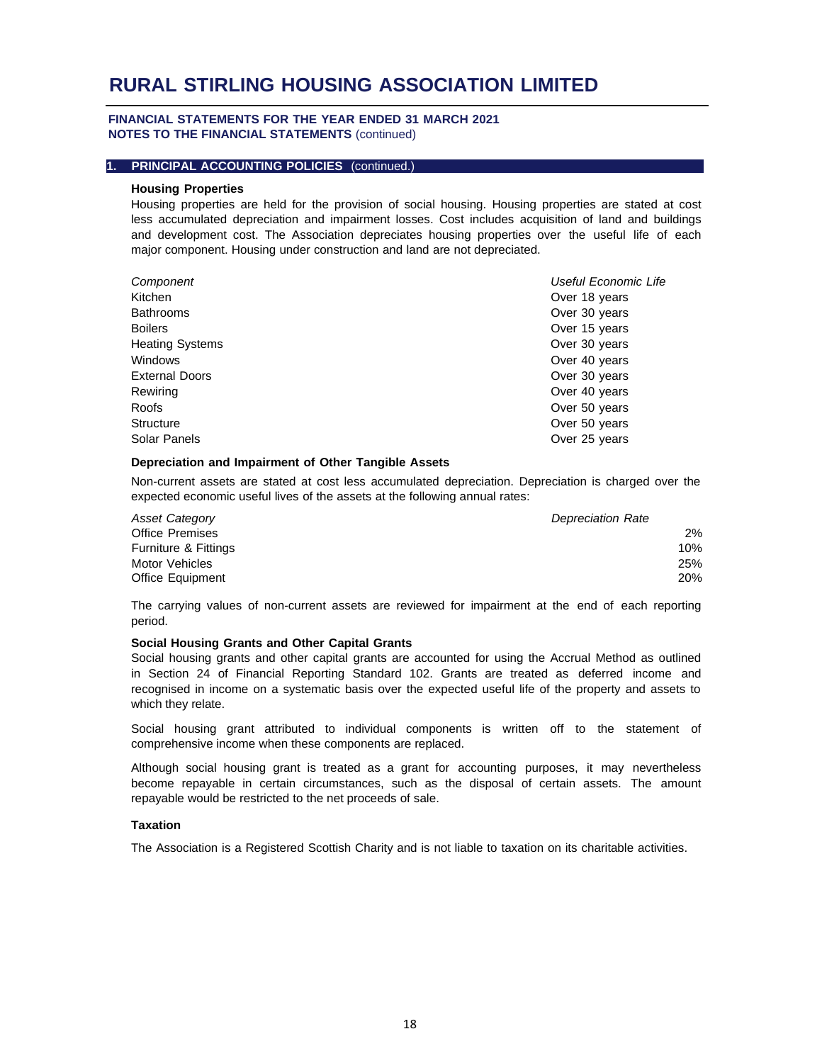# RURAL STIRLING HOUSING ASSOCIATION LIMITED

**FINANCIAL STATEMENTS FOR THE YEAR ENDED 31 MARCH 2021**
**NOTES TO THE FINANCIAL STATEMENTS** (continued)

## 1. PRINCIPAL ACCOUNTING POLICIES (continued.)

### Housing Properties

Housing properties are held for the provision of social housing. Housing properties are stated at cost less accumulated depreciation and impairment losses. Cost includes acquisition of land and buildings and development cost. The Association depreciates housing properties over the useful life of each major component. Housing under construction and land are not depreciated.

| *Component* | *Useful Economic Life* |
|---|---|
| Kitchen | Over 18 years |
| Bathrooms | Over 30 years |
| Boilers | Over 15 years |
| Heating Systems | Over 30 years |
| Windows | Over 40 years |
| External Doors | Over 30 years |
| Rewiring | Over 40 years |
| Roofs | Over 50 years |
| Structure | Over 50 years |
| Solar Panels | Over 25 years |

### Depreciation and Impairment of Other Tangible Assets

Non-current assets are stated at cost less accumulated depreciation. Depreciation is charged over the expected economic useful lives of the assets at the following annual rates:

| *Asset Category* | *Depreciation Rate* |
|---|---|
| Office Premises | 2% |
| Furniture & Fittings | 10% |
| Motor Vehicles | 25% |
| Office Equipment | 20% |

The carrying values of non-current assets are reviewed for impairment at the end of each reporting period.

### Social Housing Grants and Other Capital Grants

Social housing grants and other capital grants are accounted for using the Accrual Method as outlined in Section 24 of Financial Reporting Standard 102. Grants are treated as deferred income and recognised in income on a systematic basis over the expected useful life of the property and assets to which they relate.

Social housing grant attributed to individual components is written off to the statement of comprehensive income when these components are replaced.

Although social housing grant is treated as a grant for accounting purposes, it may nevertheless become repayable in certain circumstances, such as the disposal of certain assets. The amount repayable would be restricted to the net proceeds of sale.

### Taxation

The Association is a Registered Scottish Charity and is not liable to taxation on its charitable activities.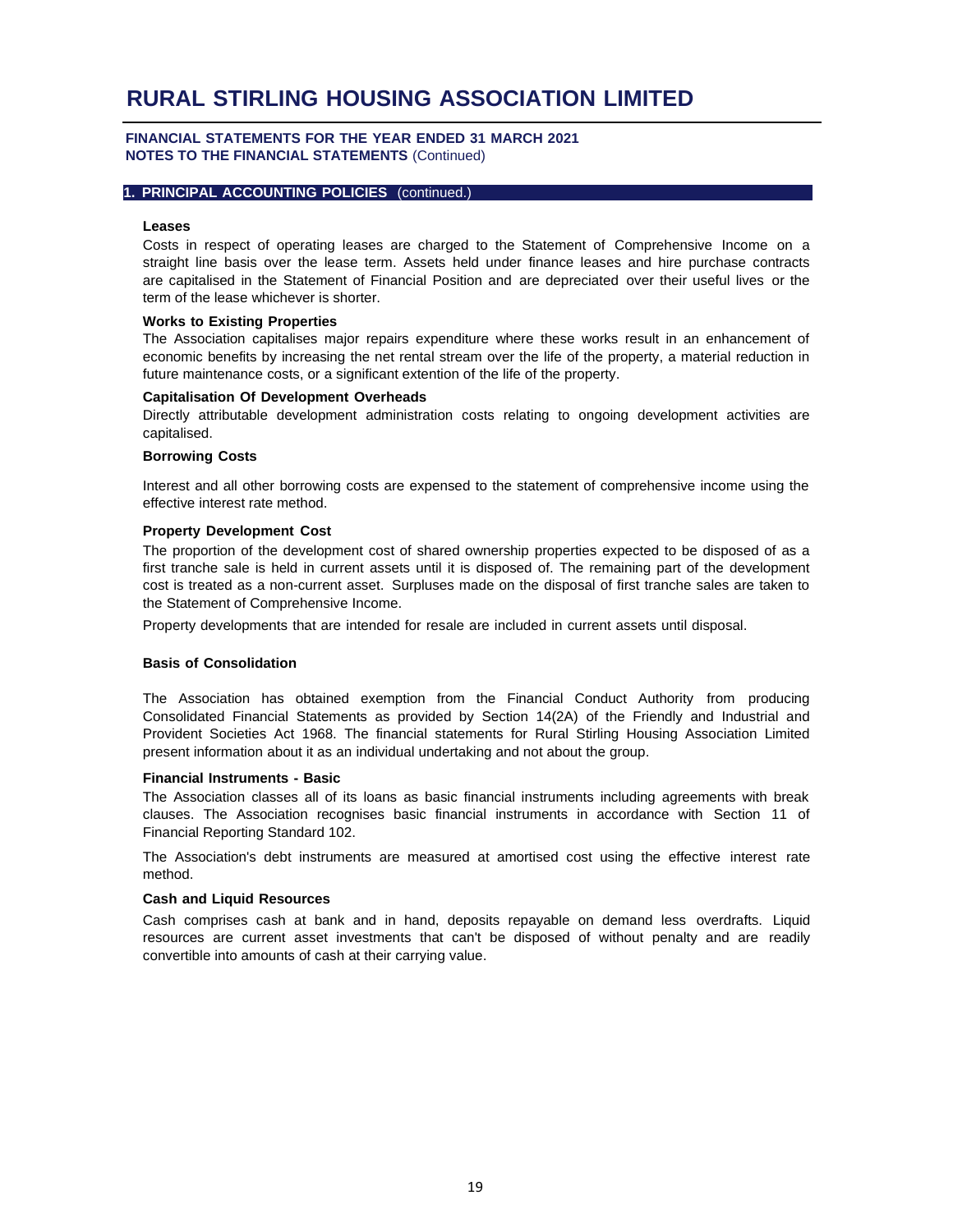# RURAL STIRLING HOUSING ASSOCIATION LIMITED

**FINANCIAL STATEMENTS FOR THE YEAR ENDED 31 MARCH 2021**
**NOTES TO THE FINANCIAL STATEMENTS** (Continued)

## 1. PRINCIPAL ACCOUNTING POLICIES (continued.)

**Leases**

Costs in respect of operating leases are charged to the Statement of Comprehensive Income on a straight line basis over the lease term. Assets held under finance leases and hire purchase contracts are capitalised in the Statement of Financial Position and are depreciated over their useful lives or the term of the lease whichever is shorter.

**Works to Existing Properties**

The Association capitalises major repairs expenditure where these works result in an enhancement of economic benefits by increasing the net rental stream over the life of the property, a material reduction in future maintenance costs, or a significant extention of the life of the property.

**Capitalisation Of Development Overheads**

Directly attributable development administration costs relating to ongoing development activities are capitalised.

**Borrowing Costs**

Interest and all other borrowing costs are expensed to the statement of comprehensive income using the effective interest rate method.

**Property Development Cost**

The proportion of the development cost of shared ownership properties expected to be disposed of as a first tranche sale is held in current assets until it is disposed of. The remaining part of the development cost is treated as a non-current asset. Surpluses made on the disposal of first tranche sales are taken to the Statement of Comprehensive Income.

Property developments that are intended for resale are included in current assets until disposal.

**Basis of Consolidation**

The Association has obtained exemption from the Financial Conduct Authority from producing Consolidated Financial Statements as provided by Section 14(2A) of the Friendly and Industrial and Provident Societies Act 1968. The financial statements for Rural Stirling Housing Association Limited present information about it as an individual undertaking and not about the group.

**Financial Instruments - Basic**

The Association classes all of its loans as basic financial instruments including agreements with break clauses. The Association recognises basic financial instruments in accordance with Section 11 of Financial Reporting Standard 102.

The Association's debt instruments are measured at amortised cost using the effective interest rate method.

**Cash and Liquid Resources**

Cash comprises cash at bank and in hand, deposits repayable on demand less overdrafts. Liquid resources are current asset investments that can't be disposed of without penalty and are readily convertible into amounts of cash at their carrying value.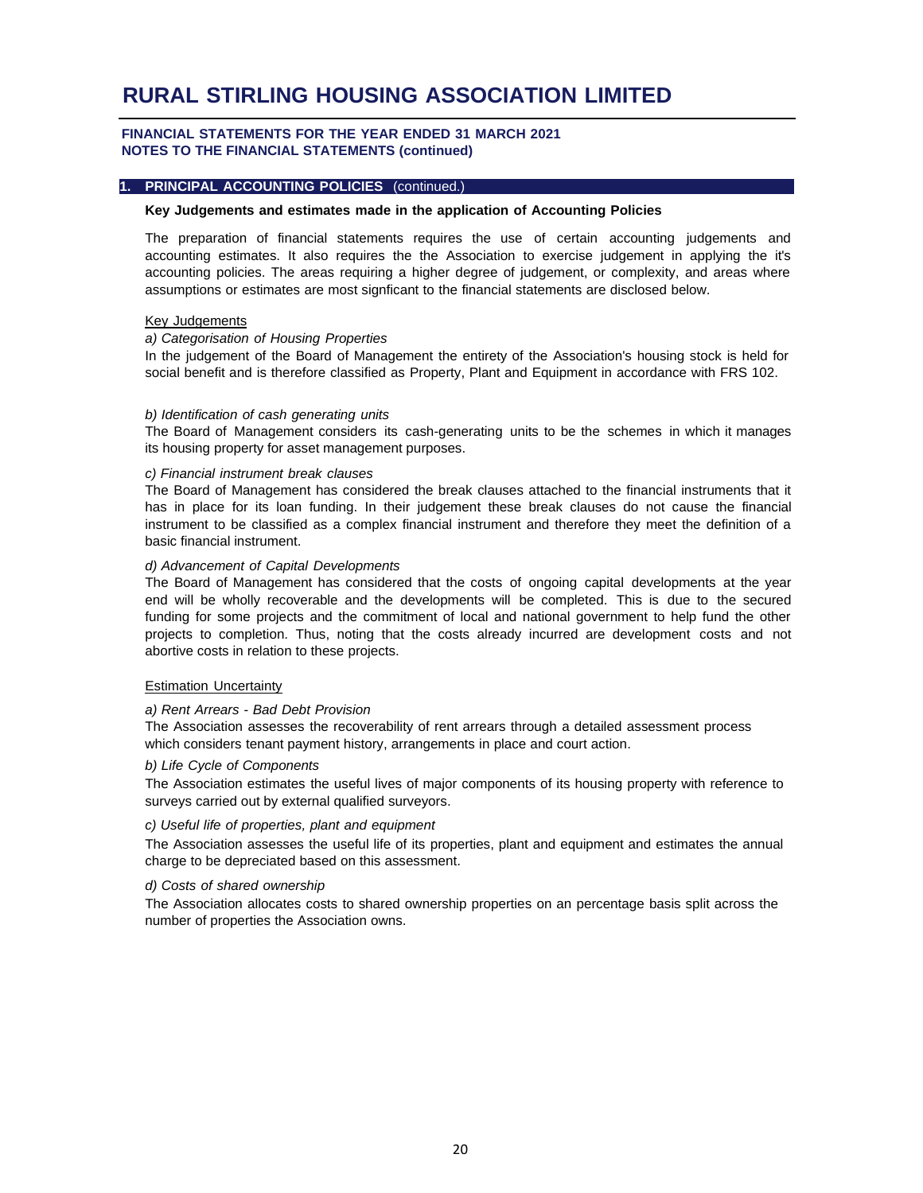# RURAL STIRLING HOUSING ASSOCIATION LIMITED

**FINANCIAL STATEMENTS FOR THE YEAR ENDED 31 MARCH 2021**
**NOTES TO THE FINANCIAL STATEMENTS (continued)**

## 1. PRINCIPAL ACCOUNTING POLICIES (continued.)

**Key Judgements and estimates made in the application of Accounting Policies**

The preparation of financial statements requires the use of certain accounting judgements and accounting estimates. It also requires the the Association to exercise judgement in applying the it's accounting policies. The areas requiring a higher degree of judgement, or complexity, and areas where assumptions or estimates are most signficant to the financial statements are disclosed below.

Key Judgements

*a) Categorisation of Housing Properties*

In the judgement of the Board of Management the entirety of the Association's housing stock is held for social benefit and is therefore classified as Property, Plant and Equipment in accordance with FRS 102.

*b) Identification of cash generating units*

The Board of Management considers its cash-generating units to be the schemes in which it manages its housing property for asset management purposes.

*c) Financial instrument break clauses*

The Board of Management has considered the break clauses attached to the financial instruments that it has in place for its loan funding. In their judgement these break clauses do not cause the financial instrument to be classified as a complex financial instrument and therefore they meet the definition of a basic financial instrument.

*d) Advancement of Capital Developments*

The Board of Management has considered that the costs of ongoing capital developments at the year end will be wholly recoverable and the developments will be completed. This is due to the secured funding for some projects and the commitment of local and national government to help fund the other projects to completion. Thus, noting that the costs already incurred are development costs and not abortive costs in relation to these projects.

Estimation Uncertainty

*a) Rent Arrears - Bad Debt Provision*

The Association assesses the recoverability of rent arrears through a detailed assessment process which considers tenant payment history, arrangements in place and court action.

*b) Life Cycle of Components*

The Association estimates the useful lives of major components of its housing property with reference to surveys carried out by external qualified surveyors.

*c) Useful life of properties, plant and equipment*

The Association assesses the useful life of its properties, plant and equipment and estimates the annual charge to be depreciated based on this assessment.

*d) Costs of shared ownership*

The Association allocates costs to shared ownership properties on an percentage basis split across the number of properties the Association owns.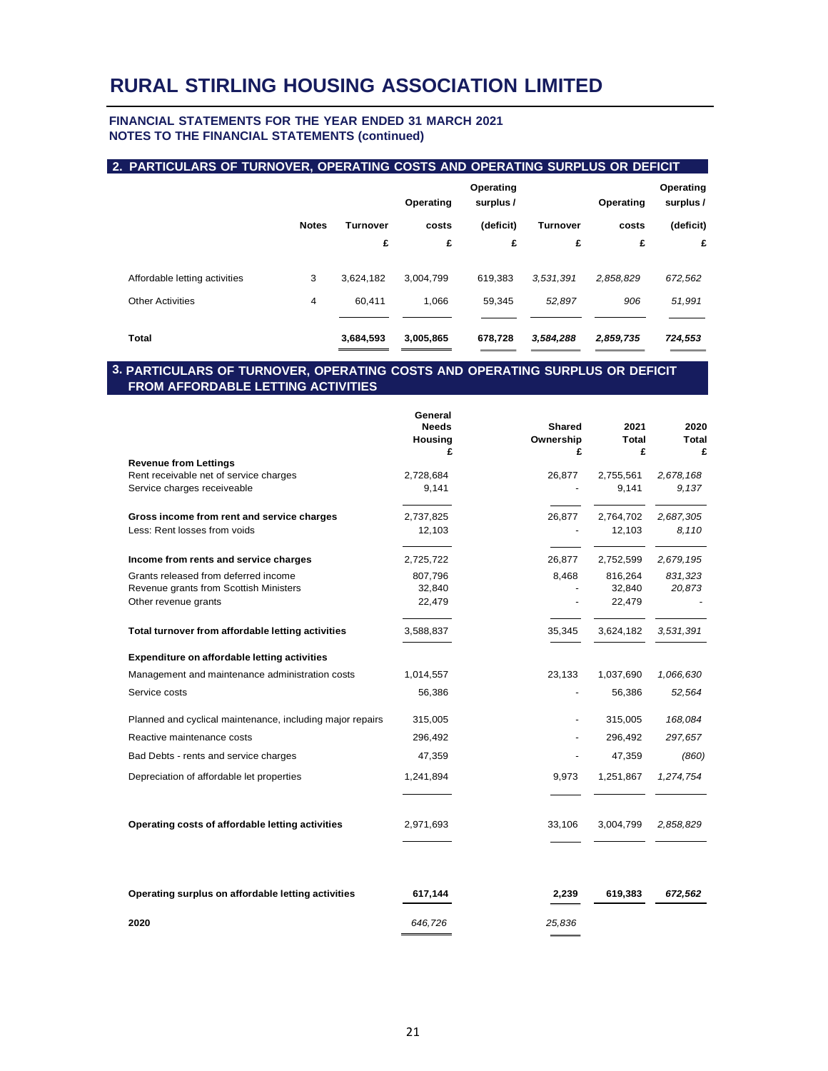# RURAL STIRLING HOUSING ASSOCIATION LIMITED

**FINANCIAL STATEMENTS FOR THE YEAR ENDED 31 MARCH 2021**
**NOTES TO THE FINANCIAL STATEMENTS (continued)**

## 2. PARTICULARS OF TURNOVER, OPERATING COSTS AND OPERATING SURPLUS OR DEFICIT

| | Notes | Turnover | Operating costs | Operating surplus / (deficit) | Turnover | Operating costs | Operating surplus / (deficit) |
|---|---|---|---|---|---|---|---|
| | | £ | £ | £ | £ | £ | £ |
| Affordable letting activities | 3 | 3,624,182 | 3,004,799 | 619,383 | *3,531,391* | *2,858,829* | *672,562* |
| Other Activities | 4 | 60,411 | 1,066 | 59,345 | *52,897* | *906* | *51,991* |
| **Total** | | **3,684,593** | **3,005,865** | **678,728** | ***3,584,288*** | ***2,859,735*** | ***724,553*** |

## 3. PARTICULARS OF TURNOVER, OPERATING COSTS AND OPERATING SURPLUS OR DEFICIT FROM AFFORDABLE LETTING ACTIVITIES

| | General Needs Housing £ | Shared Ownership £ | 2021 Total £ | 2020 Total £ |
|---|---|---|---|---|
| **Revenue from Lettings** | | | | |
| Rent receivable net of service charges | 2,728,684 | 26,877 | 2,755,561 | *2,678,168* |
| Service charges receiveable | 9,141 | - | 9,141 | *9,137* |
| **Gross income from rent and service charges** | 2,737,825 | 26,877 | 2,764,702 | *2,687,305* |
| Less: Rent losses from voids | 12,103 | - | 12,103 | *8,110* |
| **Income from rents and service charges** | 2,725,722 | 26,877 | 2,752,599 | *2,679,195* |
| Grants released from deferred income | 807,796 | 8,468 | 816,264 | *831,323* |
| Revenue grants from Scottish Ministers | 32,840 | - | 32,840 | *20,873* |
| Other revenue grants | 22,479 | - | 22,479 | *-* |
| **Total turnover from affordable letting activities** | 3,588,837 | 35,345 | 3,624,182 | *3,531,391* |
| **Expenditure on affordable letting activities** | | | | |
| Management and maintenance administration costs | 1,014,557 | 23,133 | 1,037,690 | *1,066,630* |
| Service costs | 56,386 | - | 56,386 | *52,564* |
| Planned and cyclical maintenance, including major repairs | 315,005 | - | 315,005 | *168,084* |
| Reactive maintenance costs | 296,492 | - | 296,492 | *297,657* |
| Bad Debts - rents and service charges | 47,359 | - | 47,359 | *(860)* |
| Depreciation of affordable let properties | 1,241,894 | 9,973 | 1,251,867 | *1,274,754* |
| **Operating costs of affordable letting activities** | 2,971,693 | 33,106 | 3,004,799 | *2,858,829* |
| **Operating surplus on affordable letting activities** | **617,144** | **2,239** | **619,383** | ***672,562*** |
| **2020** | *646,726* | *25,836* | | |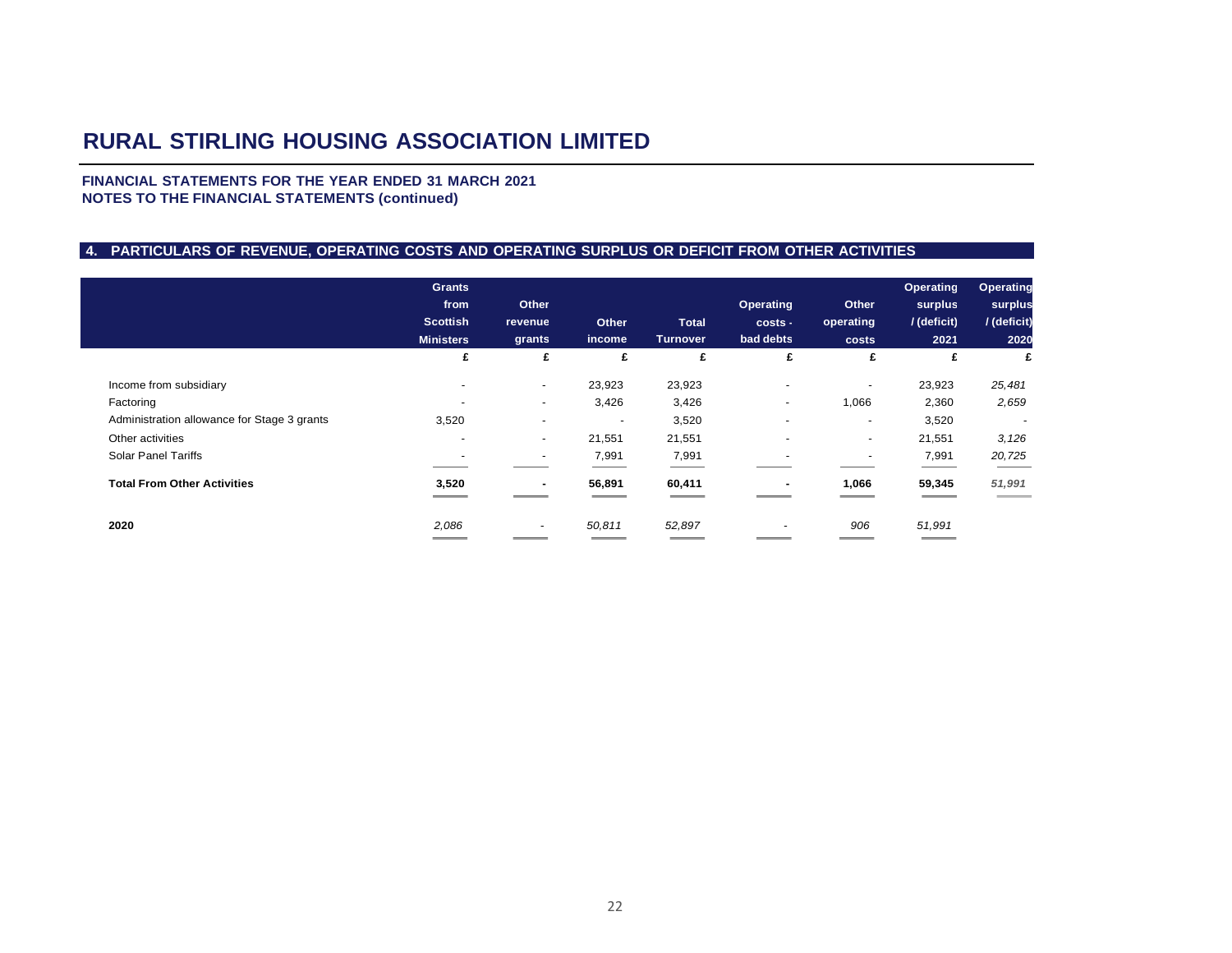# RURAL STIRLING HOUSING ASSOCIATION LIMITED

**FINANCIAL STATEMENTS FOR THE YEAR ENDED 31 MARCH 2021**
**NOTES TO THE FINANCIAL STATEMENTS (continued)**

## 4. PARTICULARS OF REVENUE, OPERATING COSTS AND OPERATING SURPLUS OR DEFICIT FROM OTHER ACTIVITIES

| | Grants from Scottish Ministers | Other revenue grants | Other income | Total Turnover | Operating costs - bad debts | Other operating costs | Operating surplus / (deficit) 2021 | Operating surplus / (deficit) 2020 |
|---|---|---|---|---|---|---|---|---|
| | £ | £ | £ | £ | £ | £ | £ | £ |
| Income from subsidiary | - | - | 23,923 | 23,923 | - | - | 23,923 | *25,481* |
| Factoring | - | - | 3,426 | 3,426 | - | 1,066 | 2,360 | *2,659* |
| Administration allowance for Stage 3 grants | 3,520 | - | - | 3,520 | - | - | 3,520 | - |
| Other activities | - | - | 21,551 | 21,551 | - | - | 21,551 | *3,126* |
| Solar Panel Tariffs | - | - | 7,991 | 7,991 | - | - | 7,991 | *20,725* |
| **Total From Other Activities** | **3,520** | **-** | **56,891** | **60,411** | **-** | **1,066** | **59,345** | ***51,991*** |
| **2020** | *2,086* | - | *50,811* | *52,897* | - | *906* | *51,991* | |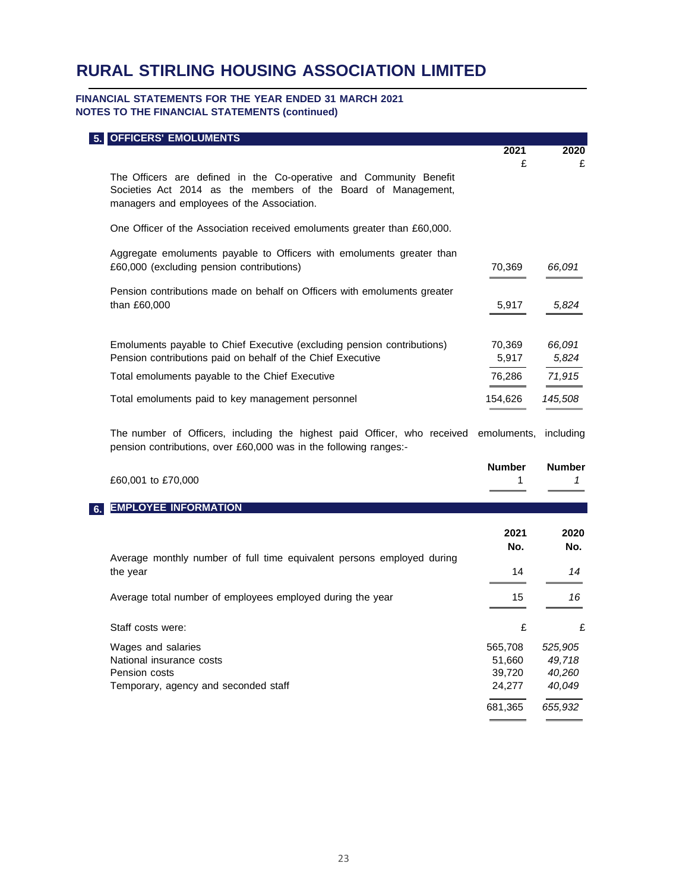# RURAL STIRLING HOUSING ASSOCIATION LIMITED

**FINANCIAL STATEMENTS FOR THE YEAR ENDED 31 MARCH 2021**
**NOTES TO THE FINANCIAL STATEMENTS (continued)**

## 5. OFFICERS' EMOLUMENTS

| | 2021 | 2020 |
|---|---|---|
| | £ | £ |
| The Officers are defined in the Co-operative and Community Benefit Societies Act 2014 as the members of the Board of Management, managers and employees of the Association. | | |
| One Officer of the Association received emoluments greater than £60,000. | | |
| Aggregate emoluments payable to Officers with emoluments greater than £60,000 (excluding pension contributions) | 70,369 | *66,091* |
| Pension contributions made on behalf on Officers with emoluments greater than £60,000 | 5,917 | *5,824* |
| Emoluments payable to Chief Executive (excluding pension contributions) | 70,369 | *66,091* |
| Pension contributions paid on behalf of the Chief Executive | 5,917 | *5,824* |
| Total emoluments payable to the Chief Executive | 76,286 | *71,915* |
| Total emoluments paid to key management personnel | 154,626 | *145,508* |

The number of Officers, including the highest paid Officer, who received emoluments, including pension contributions, over £60,000 was in the following ranges:-

| | Number | Number |
|---|---|---|
| £60,001 to £70,000 | 1 | *1* |

## 6. EMPLOYEE INFORMATION

| | 2021 No. | 2020 No. |
|---|---|---|
| Average monthly number of full time equivalent persons employed during the year | 14 | *14* |
| Average total number of employees employed during the year | 15 | *16* |

| Staff costs were: | £ | £ |
|---|---|---|
| Wages and salaries | 565,708 | *525,905* |
| National insurance costs | 51,660 | *49,718* |
| Pension costs | 39,720 | *40,260* |
| Temporary, agency and seconded staff | 24,277 | *40,049* |
| | 681,365 | *655,932* |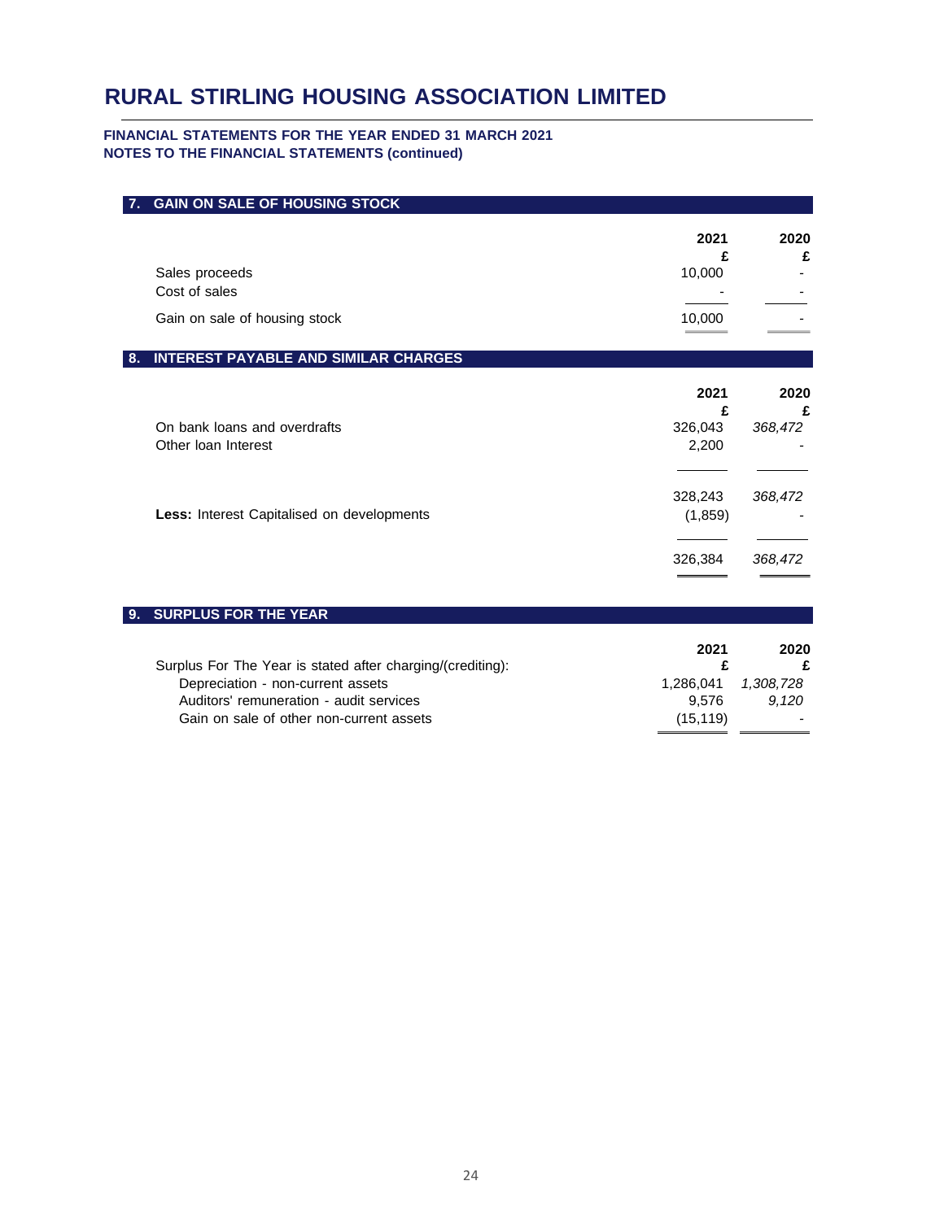# RURAL STIRLING HOUSING ASSOCIATION LIMITED

**FINANCIAL STATEMENTS FOR THE YEAR ENDED 31 MARCH 2021**
**NOTES TO THE FINANCIAL STATEMENTS (continued)**

## 7. GAIN ON SALE OF HOUSING STOCK

| | 2021 £ | 2020 £ |
|---|---|---|
| Sales proceeds | 10,000 | - |
| Cost of sales | - | - |
| Gain on sale of housing stock | 10,000 | - |

## 8. INTEREST PAYABLE AND SIMILAR CHARGES

| | 2021 £ | 2020 £ |
|---|---|---|
| On bank loans and overdrafts | 326,043 | *368,472* |
| Other loan Interest | 2,200 | - |
| | 328,243 | *368,472* |
| **Less:** Interest Capitalised on developments | (1,859) | - |
| | 326,384 | *368,472* |

## 9. SURPLUS FOR THE YEAR

| | 2021 £ | 2020 £ |
|---|---|---|
| Surplus For The Year is stated after charging/(crediting): | | |
| Depreciation - non-current assets | 1,286,041 | *1,308,728* |
| Auditors' remuneration - audit services | 9,576 | *9,120* |
| Gain on sale of other non-current assets | (15,119) | - |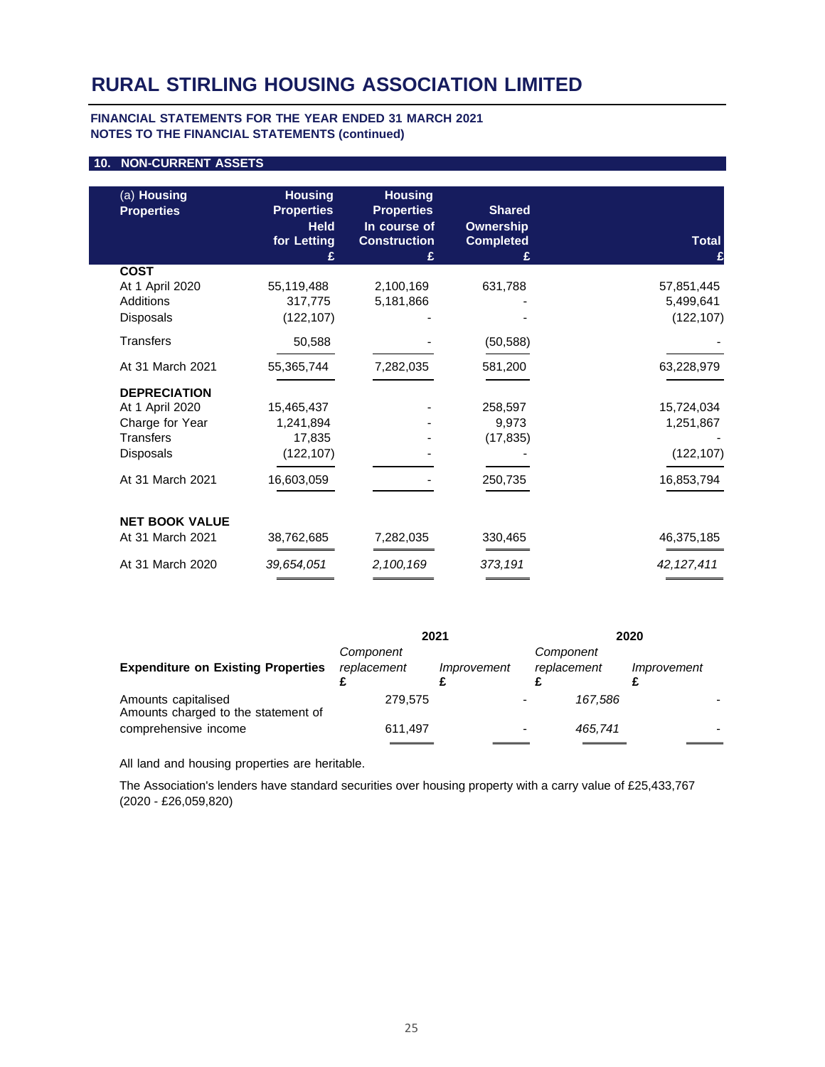# RURAL STIRLING HOUSING ASSOCIATION LIMITED

**FINANCIAL STATEMENTS FOR THE YEAR ENDED 31 MARCH 2021**
**NOTES TO THE FINANCIAL STATEMENTS (continued)**

## 10. NON-CURRENT ASSETS

| (a) **Housing Properties** | **Housing Properties Held for Letting £** | **Housing Properties In course of Construction £** | **Shared Ownership Completed £** | **Total £** |
|---|---|---|---|---|
| **COST** | | | | |
| At 1 April 2020 | 55,119,488 | 2,100,169 | 631,788 | 57,851,445 |
| Additions | 317,775 | 5,181,866 | - | 5,499,641 |
| Disposals | (122,107) | - | - | (122,107) |
| Transfers | 50,588 | - | (50,588) | - |
| At 31 March 2021 | 55,365,744 | 7,282,035 | 581,200 | 63,228,979 |
| **DEPRECIATION** | | | | |
| At 1 April 2020 | 15,465,437 | - | 258,597 | 15,724,034 |
| Charge for Year | 1,241,894 | - | 9,973 | 1,251,867 |
| Transfers | 17,835 | - | (17,835) | - |
| Disposals | (122,107) | - | - | (122,107) |
| At 31 March 2021 | 16,603,059 | - | 250,735 | 16,853,794 |
| **NET BOOK VALUE** | | | | |
| At 31 March 2021 | 38,762,685 | 7,282,035 | 330,465 | 46,375,185 |
| At 31 March 2020 | *39,654,051* | *2,100,169* | *373,191* | *42,127,411* |

| **Expenditure on Existing Properties** | 2021 *Component replacement* £ | 2021 *Improvement* £ | 2020 *Component replacement* £ | 2020 *Improvement* £ |
|---|---|---|---|---|
| Amounts capitalised | 279,575 | - | *167,586* | - |
| Amounts charged to the statement of comprehensive income | 611,497 | - | *465,741* | - |

All land and housing properties are heritable.

The Association's lenders have standard securities over housing property with a carry value of £25,433,767 (2020 - £26,059,820)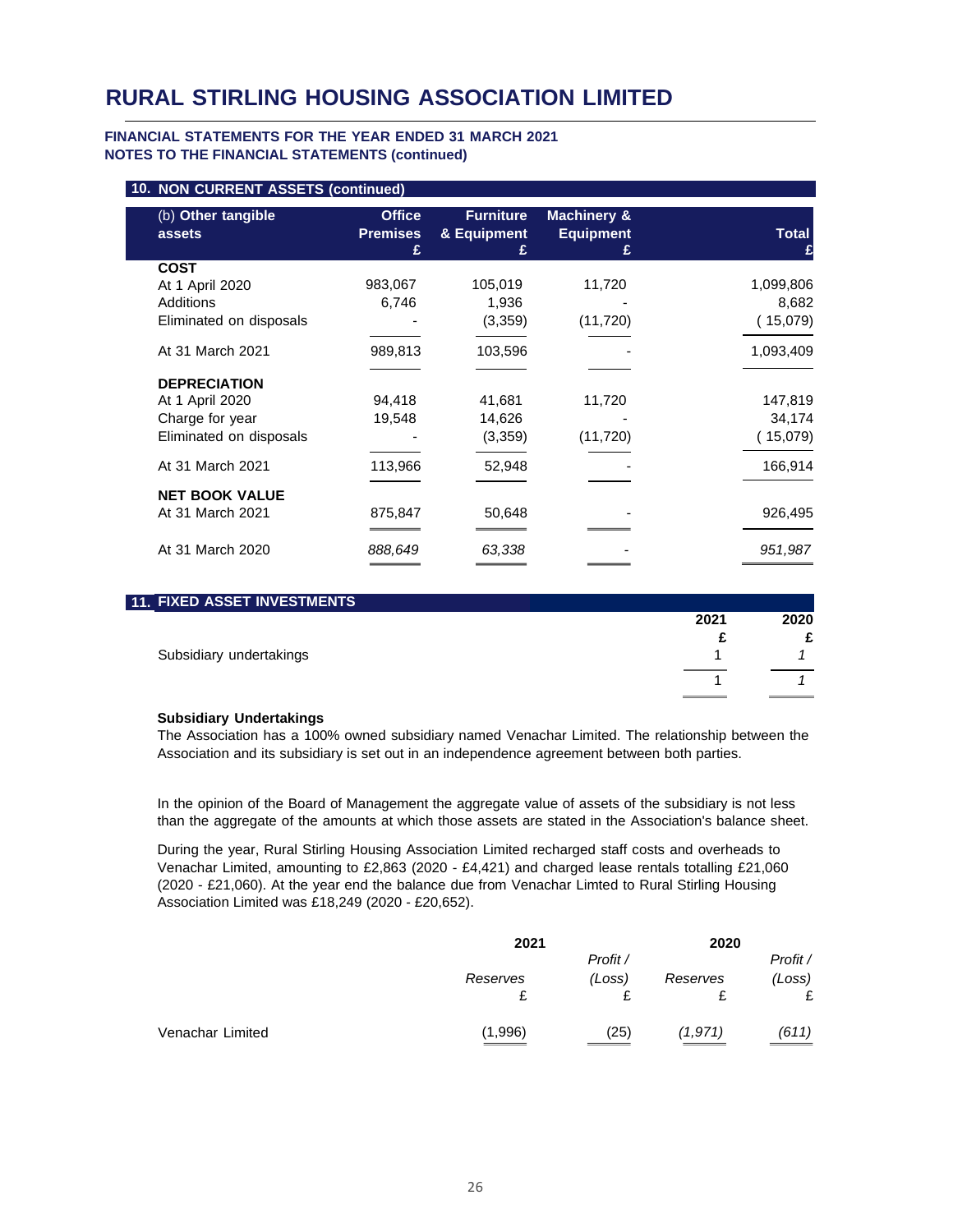# RURAL STIRLING HOUSING ASSOCIATION LIMITED

**FINANCIAL STATEMENTS FOR THE YEAR ENDED 31 MARCH 2021**
**NOTES TO THE FINANCIAL STATEMENTS (continued)**

## 10. NON CURRENT ASSETS (continued)

| (b) Other tangible assets | Office Premises £ | Furniture & Equipment £ | Machinery & Equipment £ | Total £ |
|---|---|---|---|---|
| **COST** | | | | |
| At 1 April 2020 | 983,067 | 105,019 | 11,720 | 1,099,806 |
| Additions | 6,746 | 1,936 | - | 8,682 |
| Eliminated on disposals | - | (3,359) | (11,720) | ( 15,079) |
| At 31 March 2021 | 989,813 | 103,596 | - | 1,093,409 |
| **DEPRECIATION** | | | | |
| At 1 April 2020 | 94,418 | 41,681 | 11,720 | 147,819 |
| Charge for year | 19,548 | 14,626 | - | 34,174 |
| Eliminated on disposals | - | (3,359) | (11,720) | ( 15,079) |
| At 31 March 2021 | 113,966 | 52,948 | - | 166,914 |
| **NET BOOK VALUE** | | | | |
| At 31 March 2021 | 875,847 | 50,648 | - | 926,495 |
| At 31 March 2020 | *888,649* | *63,338* | - | *951,987* |

## 11. FIXED ASSET INVESTMENTS

| | 2021 £ | 2020 £ |
|---|---|---|
| Subsidiary undertakings | 1 | *1* |
| | 1 | *1* |

**Subsidiary Undertakings**

The Association has a 100% owned subsidiary named Venachar Limited. The relationship between the Association and its subsidiary is set out in an independence agreement between both parties.

In the opinion of the Board of Management the aggregate value of assets of the subsidiary is not less than the aggregate of the amounts at which those assets are stated in the Association's balance sheet.

During the year, Rural Stirling Housing Association Limited recharged staff costs and overheads to Venachar Limited, amounting to £2,863 (2020 - £4,421) and charged lease rentals totalling £21,060 (2020 - £21,060). At the year end the balance due from Venachar Limted to Rural Stirling Housing Association Limited was £18,249 (2020 - £20,652).

| | 2021 | | 2020 | |
|---|---|---|---|---|
| | *Reserves* £ | *Profit / (Loss)* £ | *Reserves* £ | *Profit / (Loss)* £ |
| Venachar Limited | (1,996) | (25) | *(1,971)* | *(611)* |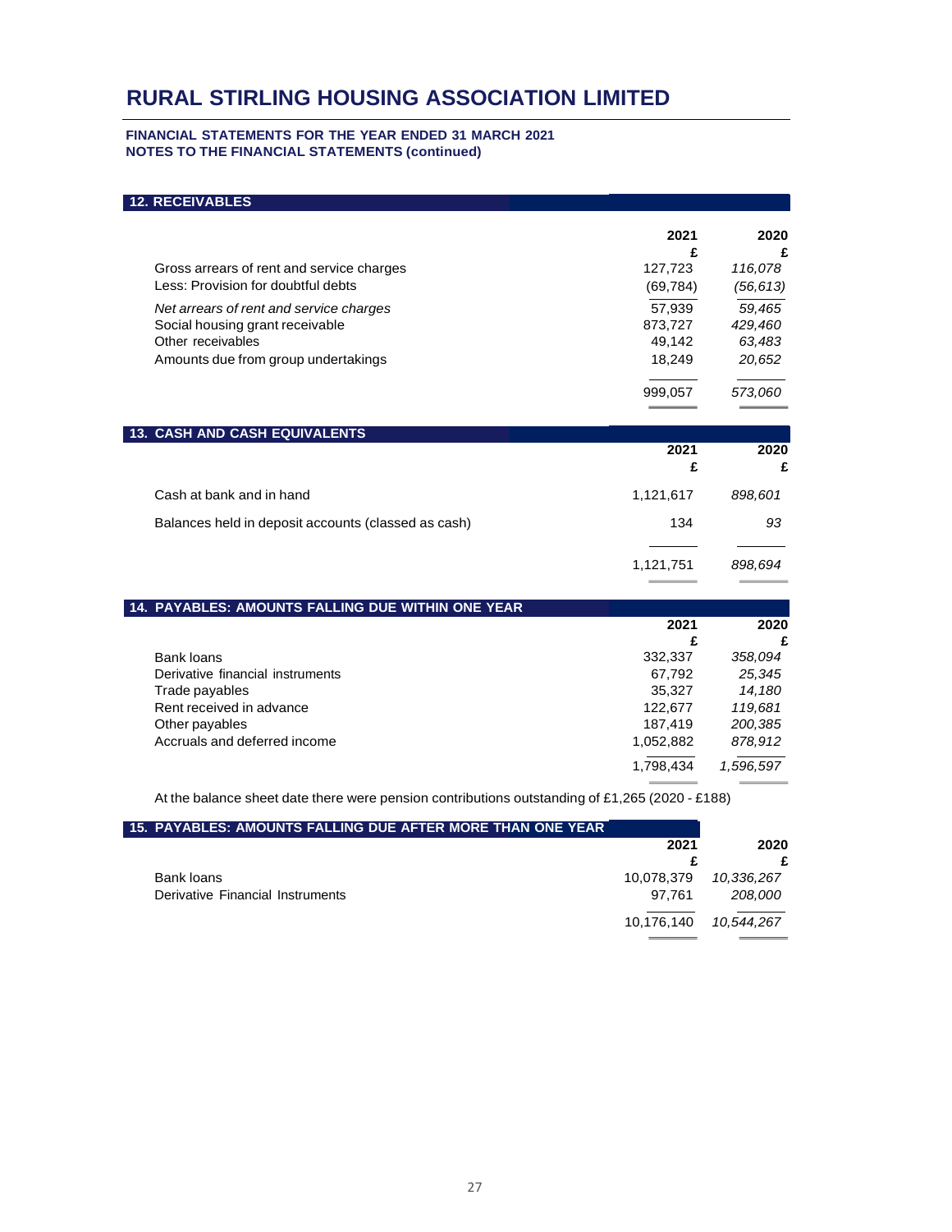# RURAL STIRLING HOUSING ASSOCIATION LIMITED

**FINANCIAL STATEMENTS FOR THE YEAR ENDED 31 MARCH 2021**
**NOTES TO THE FINANCIAL STATEMENTS (continued)**

## 12. RECEIVABLES

| | 2021<br>£ | 2020<br>£ |
|---|---|---|
| Gross arrears of rent and service charges | 127,723 | *116,078* |
| Less: Provision for doubtful debts | (69,784) | *(56,613)* |
| *Net arrears of rent and service charges* | 57,939 | *59,465* |
| Social housing grant receivable | 873,727 | *429,460* |
| Other receivables | 49,142 | *63,483* |
| Amounts due from group undertakings | 18,249 | *20,652* |
| | 999,057 | *573,060* |

## 13. CASH AND CASH EQUIVALENTS

| | 2021<br>£ | 2020<br>£ |
|---|---|---|
| Cash at bank and in hand | 1,121,617 | *898,601* |
| Balances held in deposit accounts (classed as cash) | 134 | *93* |
| | 1,121,751 | *898,694* |

## 14. PAYABLES: AMOUNTS FALLING DUE WITHIN ONE YEAR

| | 2021<br>£ | 2020<br>£ |
|---|---|---|
| Bank loans | 332,337 | *358,094* |
| Derivative financial instruments | 67,792 | *25,345* |
| Trade payables | 35,327 | *14,180* |
| Rent received in advance | 122,677 | *119,681* |
| Other payables | 187,419 | *200,385* |
| Accruals and deferred income | 1,052,882 | *878,912* |
| | 1,798,434 | *1,596,597* |

At the balance sheet date there were pension contributions outstanding of £1,265 (2020 - £188)

## 15. PAYABLES: AMOUNTS FALLING DUE AFTER MORE THAN ONE YEAR

| | 2021<br>£ | 2020<br>£ |
|---|---|---|
| Bank loans | 10,078,379 | *10,336,267* |
| Derivative Financial Instruments | 97,761 | *208,000* |
| | 10,176,140 | *10,544,267* |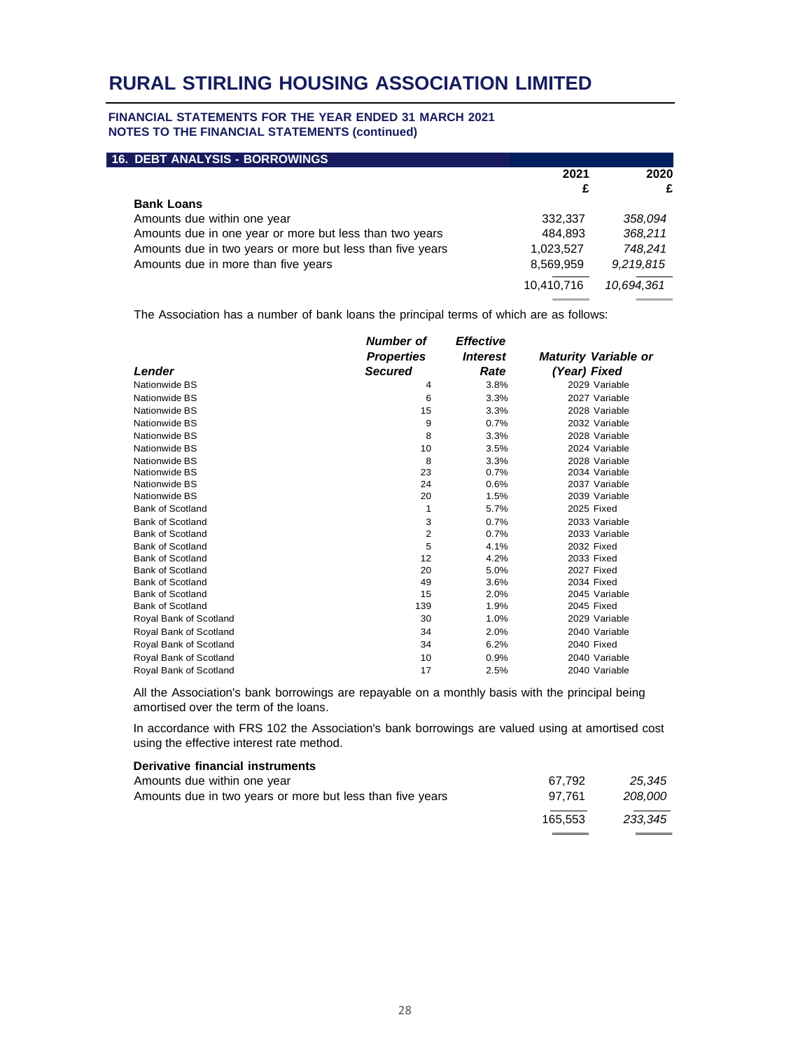# RURAL STIRLING HOUSING ASSOCIATION LIMITED

**FINANCIAL STATEMENTS FOR THE YEAR ENDED 31 MARCH 2021**
**NOTES TO THE FINANCIAL STATEMENTS (continued)**

## 16. DEBT ANALYSIS - BORROWINGS

| | 2021 £ | 2020 £ |
|---|---|---|
| **Bank Loans** | | |
| Amounts due within one year | 332,337 | *358,094* |
| Amounts due in one year or more but less than two years | 484,893 | *368,211* |
| Amounts due in two years or more but less than five years | 1,023,527 | *748,241* |
| Amounts due in more than five years | 8,569,959 | *9,219,815* |
| | 10,410,716 | *10,694,361* |

The Association has a number of bank loans the principal terms of which are as follows:

| *Lender* | *Number of Properties Secured* | *Effective Interest Rate* | *Maturity (Year)* | *Variable or Fixed* |
|---|---|---|---|---|
| Nationwide BS | 4 | 3.8% | 2029 | Variable |
| Nationwide BS | 6 | 3.3% | 2027 | Variable |
| Nationwide BS | 15 | 3.3% | 2028 | Variable |
| Nationwide BS | 9 | 0.7% | 2032 | Variable |
| Nationwide BS | 8 | 3.3% | 2028 | Variable |
| Nationwide BS | 10 | 3.5% | 2024 | Variable |
| Nationwide BS | 8 | 3.3% | 2028 | Variable |
| Nationwide BS | 23 | 0.7% | 2034 | Variable |
| Nationwide BS | 24 | 0.6% | 2037 | Variable |
| Nationwide BS | 20 | 1.5% | 2039 | Variable |
| Bank of Scotland | 1 | 5.7% | 2025 | Fixed |
| Bank of Scotland | 3 | 0.7% | 2033 | Variable |
| Bank of Scotland | 2 | 0.7% | 2033 | Variable |
| Bank of Scotland | 5 | 4.1% | 2032 | Fixed |
| Bank of Scotland | 12 | 4.2% | 2033 | Fixed |
| Bank of Scotland | 20 | 5.0% | 2027 | Fixed |
| Bank of Scotland | 49 | 3.6% | 2034 | Fixed |
| Bank of Scotland | 15 | 2.0% | 2045 | Variable |
| Bank of Scotland | 139 | 1.9% | 2045 | Fixed |
| Royal Bank of Scotland | 30 | 1.0% | 2029 | Variable |
| Royal Bank of Scotland | 34 | 2.0% | 2040 | Variable |
| Royal Bank of Scotland | 34 | 6.2% | 2040 | Fixed |
| Royal Bank of Scotland | 10 | 0.9% | 2040 | Variable |
| Royal Bank of Scotland | 17 | 2.5% | 2040 | Variable |

All the Association's bank borrowings are repayable on a monthly basis with the principal being amortised over the term of the loans.

In accordance with FRS 102 the Association's bank borrowings are valued using at amortised cost using the effective interest rate method.

| | 2021 £ | 2020 £ |
|---|---|---|
| **Derivative financial instruments** | | |
| Amounts due within one year | 67,792 | *25,345* |
| Amounts due in two years or more but less than five years | 97,761 | *208,000* |
| | 165,553 | *233,345* |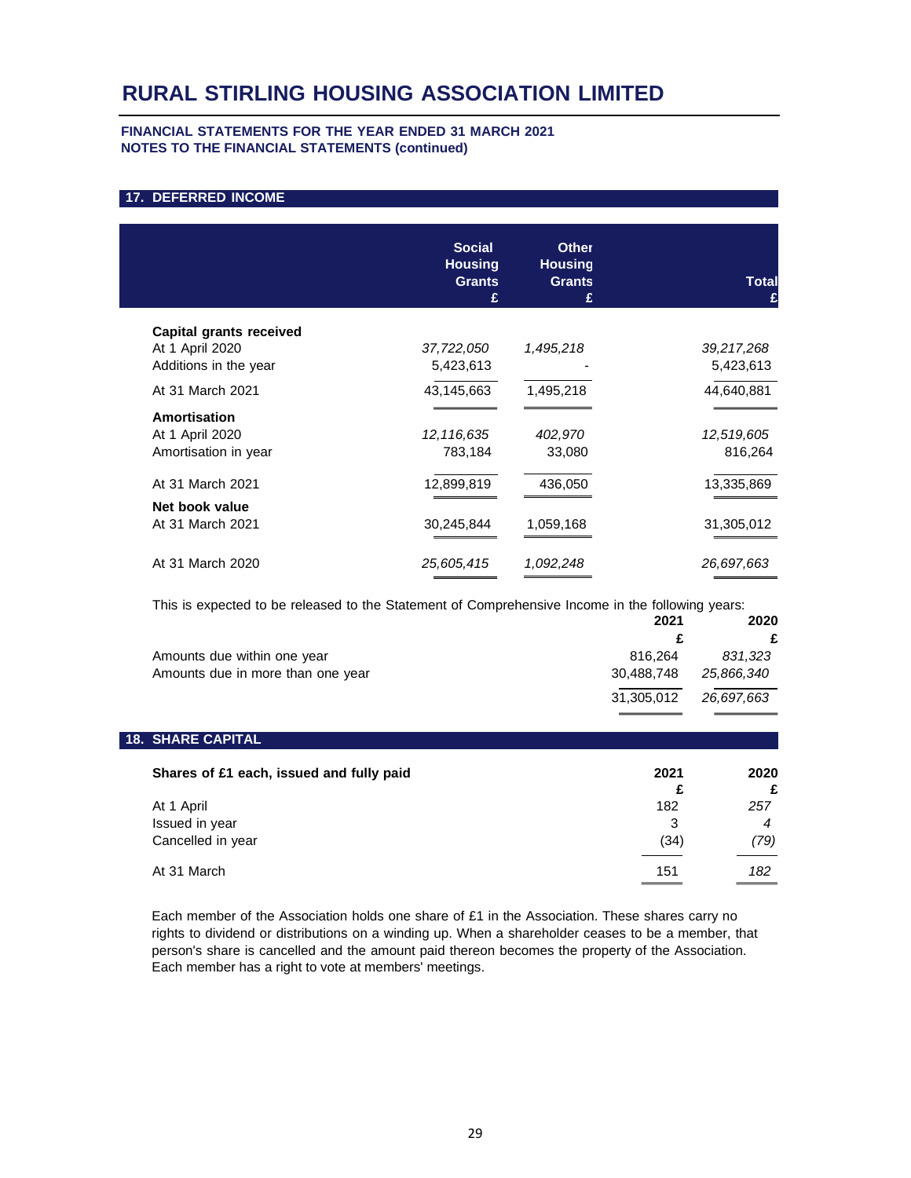# RURAL STIRLING HOUSING ASSOCIATION LIMITED

**FINANCIAL STATEMENTS FOR THE YEAR ENDED 31 MARCH 2021**
**NOTES TO THE FINANCIAL STATEMENTS (continued)**

## 17. DEFERRED INCOME

| | Social Housing Grants £ | Other Housing Grants £ | Total £ |
|---|---|---|---|
| **Capital grants received** | | | |
| At 1 April 2020 | *37,722,050* | *1,495,218* | *39,217,268* |
| Additions in the year | 5,423,613 | - | 5,423,613 |
| At 31 March 2021 | 43,145,663 | 1,495,218 | 44,640,881 |
| **Amortisation** | | | |
| At 1 April 2020 | *12,116,635* | *402,970* | *12,519,605* |
| Amortisation in year | 783,184 | 33,080 | 816,264 |
| At 31 March 2021 | 12,899,819 | 436,050 | 13,335,869 |
| **Net book value** | | | |
| At 31 March 2021 | 30,245,844 | 1,059,168 | 31,305,012 |
| At 31 March 2020 | *25,605,415* | *1,092,248* | *26,697,663* |

This is expected to be released to the Statement of Comprehensive Income in the following years:

| | 2021 £ | 2020 £ |
|---|---|---|
| Amounts due within one year | 816,264 | *831,323* |
| Amounts due in more than one year | 30,488,748 | *25,866,340* |
| | 31,305,012 | *26,697,663* |

## 18. SHARE CAPITAL

| **Shares of £1 each, issued and fully paid** | 2021 £ | 2020 £ |
|---|---|---|
| At 1 April | 182 | *257* |
| Issued in year | 3 | *4* |
| Cancelled in year | (34) | *(79)* |
| At 31 March | 151 | *182* |

Each member of the Association holds one share of £1 in the Association. These shares carry no rights to dividend or distributions on a winding up. When a shareholder ceases to be a member, that person's share is cancelled and the amount paid thereon becomes the property of the Association. Each member has a right to vote at members' meetings.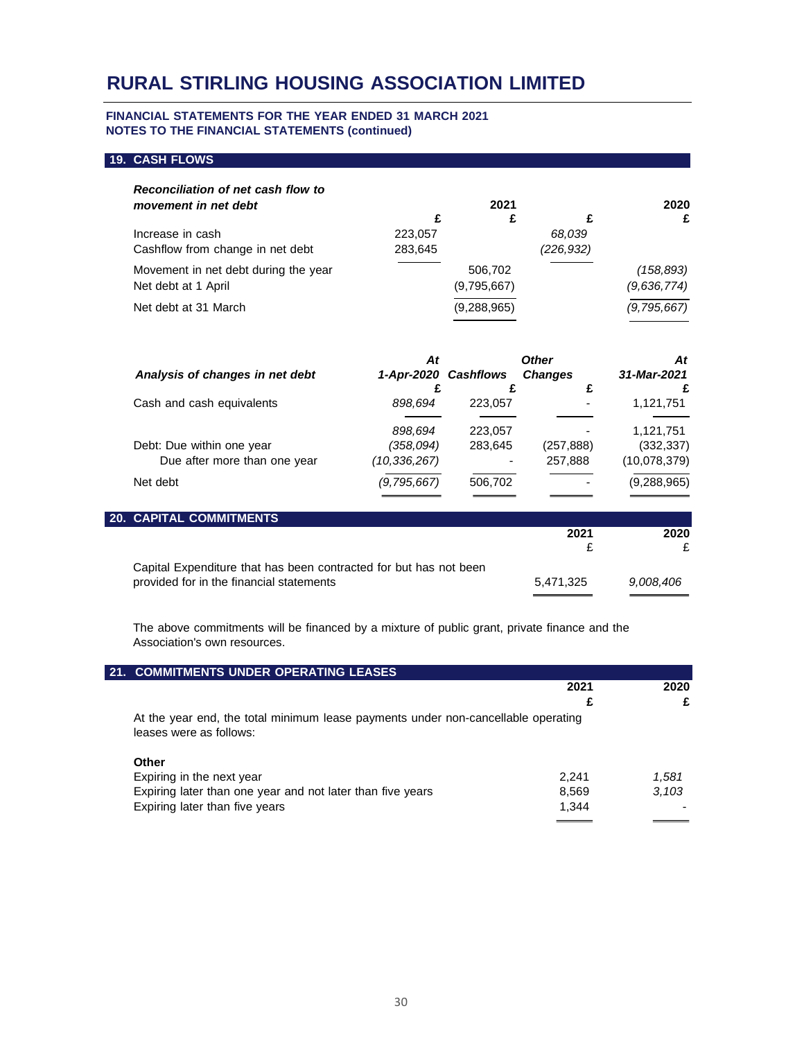# RURAL STIRLING HOUSING ASSOCIATION LIMITED

**FINANCIAL STATEMENTS FOR THE YEAR ENDED 31 MARCH 2021**
**NOTES TO THE FINANCIAL STATEMENTS (continued)**

## 19. CASH FLOWS

| ***Reconciliation of net cash flow to movement in net debt*** | **£** | **2021 £** | **£** | **2020 £** |
|---|---|---|---|---|
| Increase in cash | 223,057 | | *68,039* | |
| Cashflow from change in net debt | 283,645 | | *(226,932)* | |
| Movement in net debt during the year | | 506,702 | | *(158,893)* |
| Net debt at 1 April | | (9,795,667) | | *(9,636,774)* |
| Net debt at 31 March | | (9,288,965) | | *(9,795,667)* |

| ***Analysis of changes in net debt*** | ***At 1-Apr-2020*** **£** | ***Cashflows*** **£** | ***Other Changes*** **£** | ***At 31-Mar-2021*** **£** |
|---|---|---|---|---|
| Cash and cash equivalents | *898,694* | 223,057 | - | 1,121,751 |
| | *898,694* | 223,057 | - | 1,121,751 |
| Debt: Due within one year | *(358,094)* | 283,645 | (257,888) | (332,337) |
| Due after more than one year | *(10,336,267)* | - | 257,888 | (10,078,379) |
| Net debt | *(9,795,667)* | 506,702 | - | (9,288,965) |

## 20. CAPITAL COMMITMENTS

| | **2021** £ | **2020** £ |
|---|---|---|
| Capital Expenditure that has been contracted for but has not been provided for in the financial statements | 5,471,325 | *9,008,406* |

The above commitments will be financed by a mixture of public grant, private finance and the Association's own resources.

## 21. COMMITMENTS UNDER OPERATING LEASES

At the year end, the total minimum lease payments under non-cancellable operating leases were as follows:

| | **2021** **£** | **2020** **£** |
|---|---|---|
| **Other** | | |
| Expiring in the next year | 2,241 | *1,581* |
| Expiring later than one year and not later than five years | 8,569 | *3,103* |
| Expiring later than five years | 1,344 | - |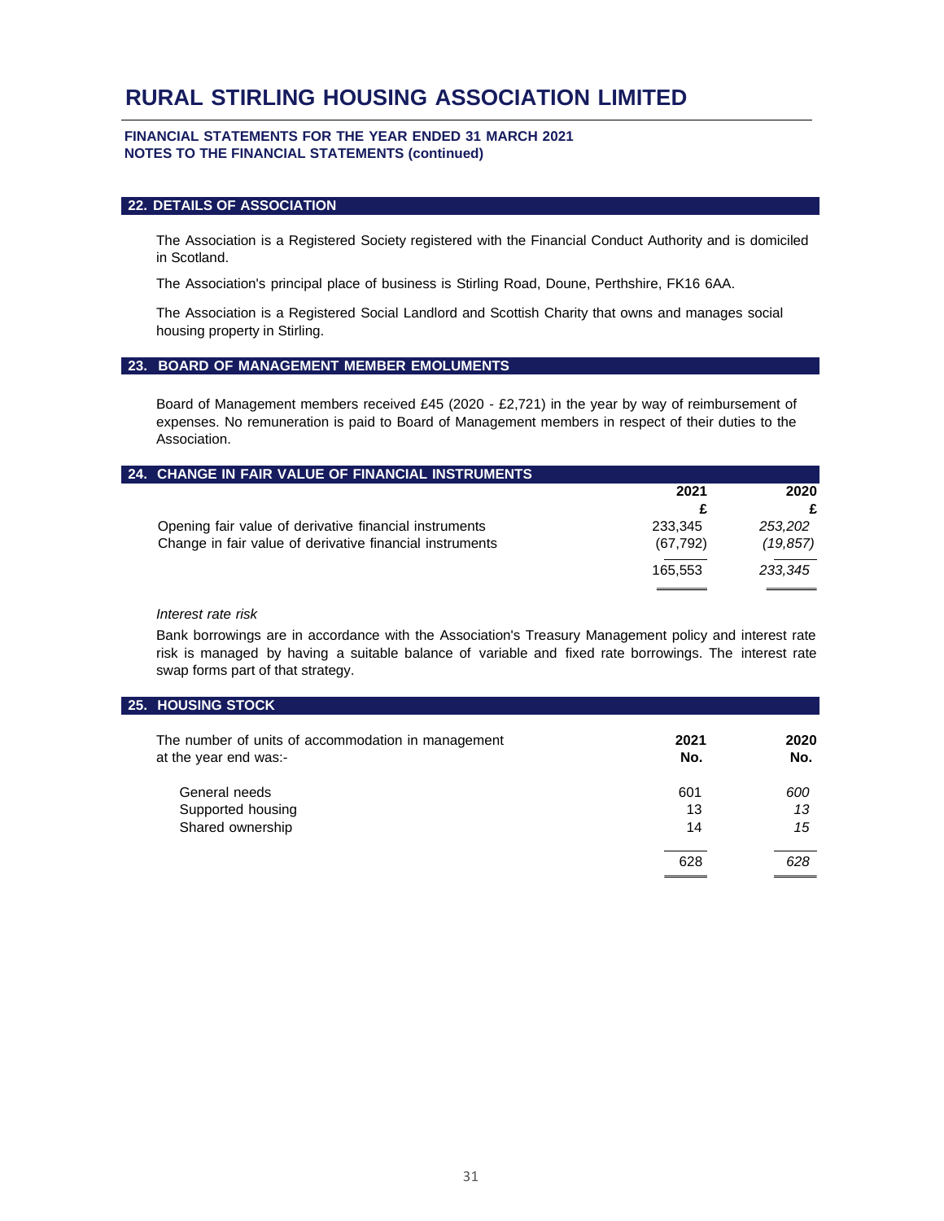# RURAL STIRLING HOUSING ASSOCIATION LIMITED

**FINANCIAL STATEMENTS FOR THE YEAR ENDED 31 MARCH 2021**
**NOTES TO THE FINANCIAL STATEMENTS (continued)**

## 22. DETAILS OF ASSOCIATION

The Association is a Registered Society registered with the Financial Conduct Authority and is domiciled in Scotland.

The Association's principal place of business is Stirling Road, Doune, Perthshire, FK16 6AA.

The Association is a Registered Social Landlord and Scottish Charity that owns and manages social housing property in Stirling.

## 23. BOARD OF MANAGEMENT MEMBER EMOLUMENTS

Board of Management members received £45 (2020 - £2,721) in the year by way of reimbursement of expenses. No remuneration is paid to Board of Management members in respect of their duties to the Association.

## 24. CHANGE IN FAIR VALUE OF FINANCIAL INSTRUMENTS

| | 2021 | 2020 |
|---|---|---|
| | £ | £ |
| Opening fair value of derivative financial instruments | 233,345 | *253,202* |
| Change in fair value of derivative financial instruments | (67,792) | *(19,857)* |
| | 165,553 | *233,345* |

*Interest rate risk*

Bank borrowings are in accordance with the Association's Treasury Management policy and interest rate risk is managed by having a suitable balance of variable and fixed rate borrowings. The interest rate swap forms part of that strategy.

## 25. HOUSING STOCK

| The number of units of accommodation in management at the year end was:- | 2021 No. | 2020 No. |
|---|---|---|
| General needs | 601 | *600* |
| Supported housing | 13 | *13* |
| Shared ownership | 14 | *15* |
| | 628 | *628* |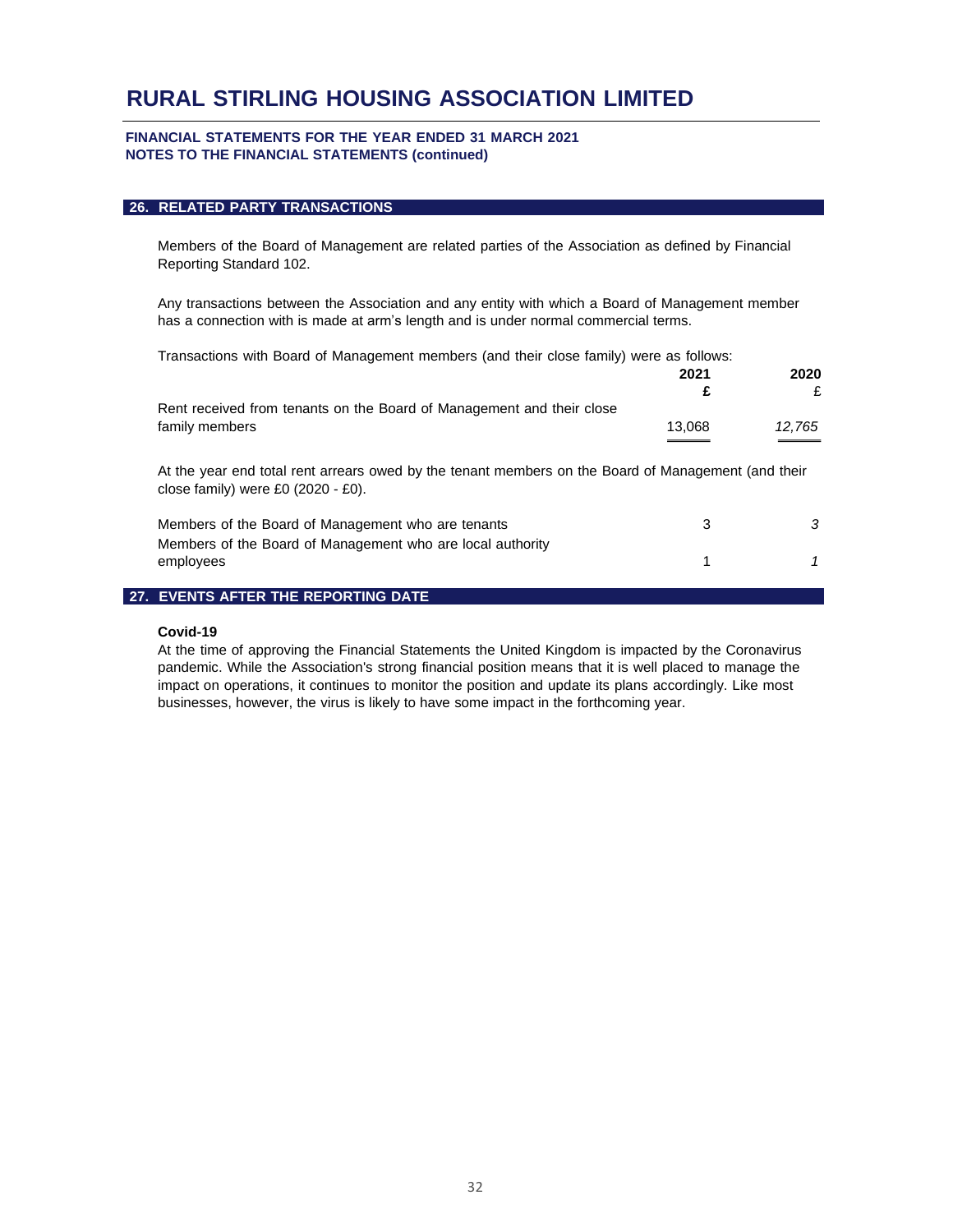# RURAL STIRLING HOUSING ASSOCIATION LIMITED

**FINANCIAL STATEMENTS FOR THE YEAR ENDED 31 MARCH 2021**
**NOTES TO THE FINANCIAL STATEMENTS (continued)**

## 26. RELATED PARTY TRANSACTIONS

Members of the Board of Management are related parties of the Association as defined by Financial Reporting Standard 102.

Any transactions between the Association and any entity with which a Board of Management member has a connection with is made at arm's length and is under normal commercial terms.

Transactions with Board of Management members (and their close family) were as follows:

| | **2021** | **2020** |
|---|---|---|
| | **£** | £ |
| Rent received from tenants on the Board of Management and their close family members | 13,068 | *12,765* |

At the year end total rent arrears owed by the tenant members on the Board of Management (and their close family) were £0 (2020 - £0).

| | | |
|---|---|---|
| Members of the Board of Management who are tenants | 3 | *3* |
| Members of the Board of Management who are local authority employees | 1 | *1* |

## 27. EVENTS AFTER THE REPORTING DATE

**Covid-19**

At the time of approving the Financial Statements the United Kingdom is impacted by the Coronavirus pandemic. While the Association's strong financial position means that it is well placed to manage the impact on operations, it continues to monitor the position and update its plans accordingly. Like most businesses, however, the virus is likely to have some impact in the forthcoming year.